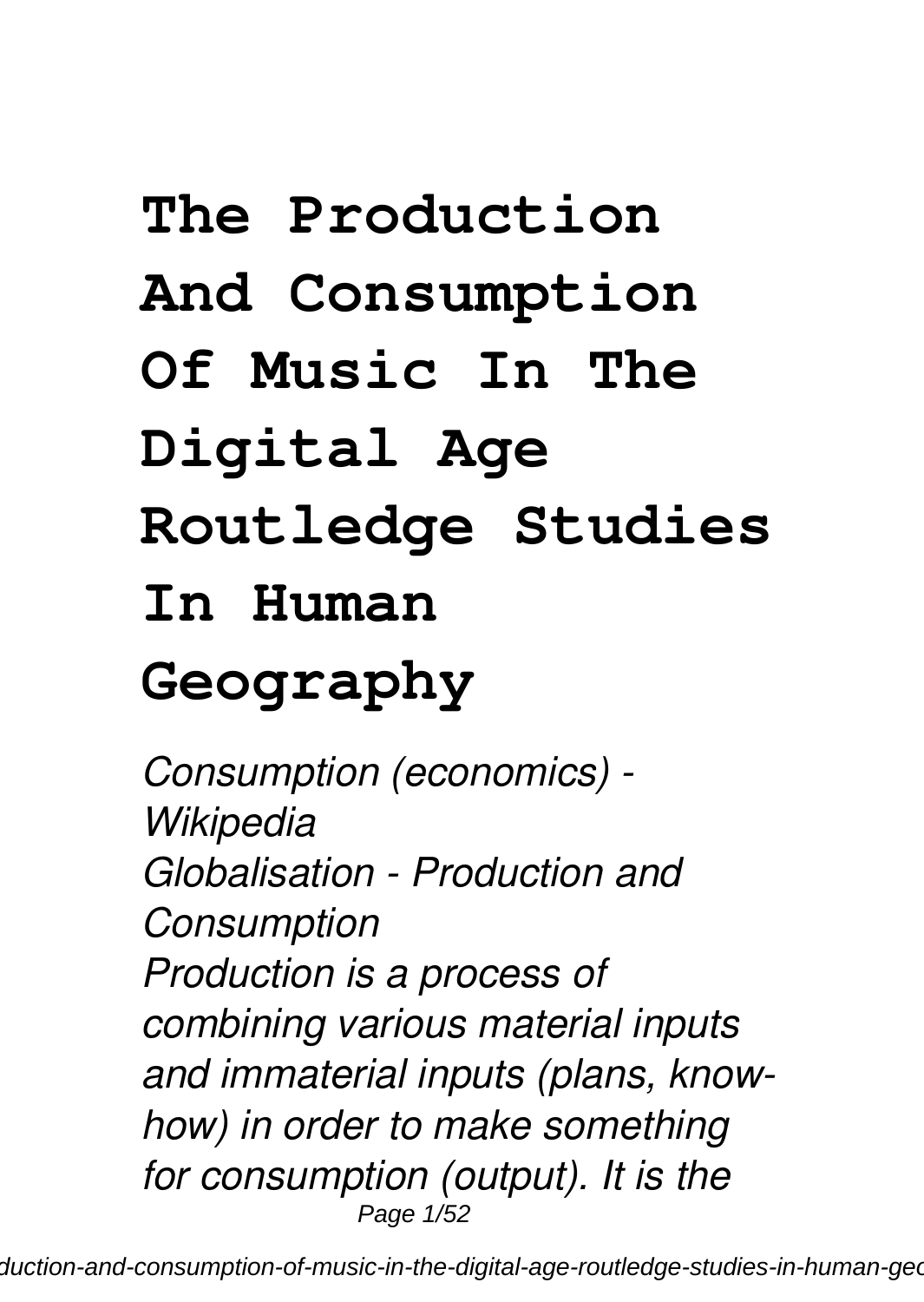# The Production And Consumption Of Music In The Digital Age Routledge Studies In Human Geography

*Consumption (economics) - Wikipedia*
*Globalisation - Production and Consumption*
*Production is a process of combining various material inputs and immaterial inputs (plans, know-how) in order to make something for consumption (output). It is the*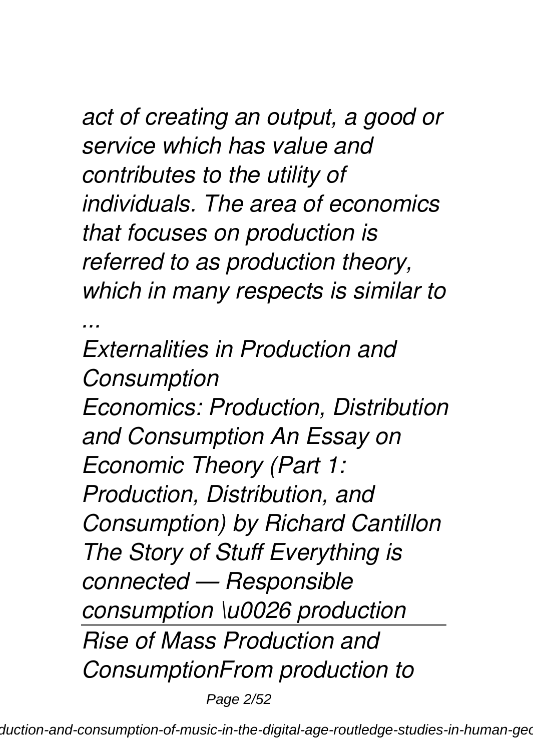*act of creating an output, a good or service which has value and contributes to the utility of individuals. The area of economics that focuses on production is referred to as production theory, which in many respects is similar to ...*

*Externalities in Production and Consumption*

*Economics: Production, Distribution and Consumption An Essay on Economic Theory (Part 1: Production, Distribution, and Consumption) by Richard Cantillon The Story of Stuff Everything is connected — Responsible consumption \u0026 production*

---

*Rise of Mass Production and ConsumptionFrom production to*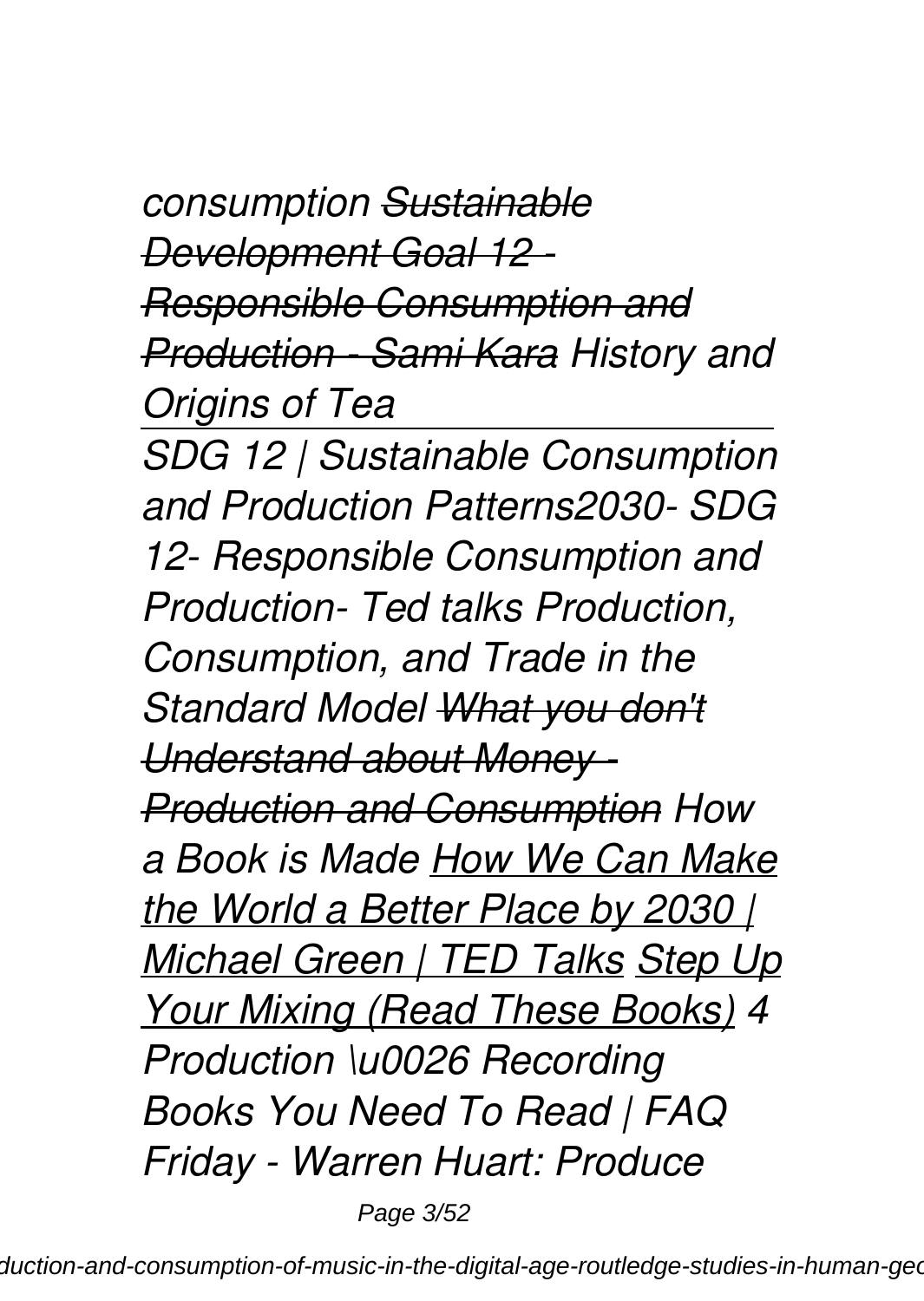*consumption ~~Sustainable Development Goal 12 - Responsible Consumption and Production - Sami Kara~~ History and Origins of Tea*

---

*SDG 12 | Sustainable Consumption and Production Patterns2030- SDG 12- Responsible Consumption and Production- Ted talks Production, Consumption, and Trade in the Standard Model ~~What you don't Understand about Money - Production and Consumption~~ How a Book is Made <u>How We Can Make the World a Better Place by 2030 | Michael Green | TED Talks</u> <u>Step Up Your Mixing (Read These Books)</u> 4 Production \u0026 Recording Books You Need To Read | FAQ Friday - Warren Huart: Produce*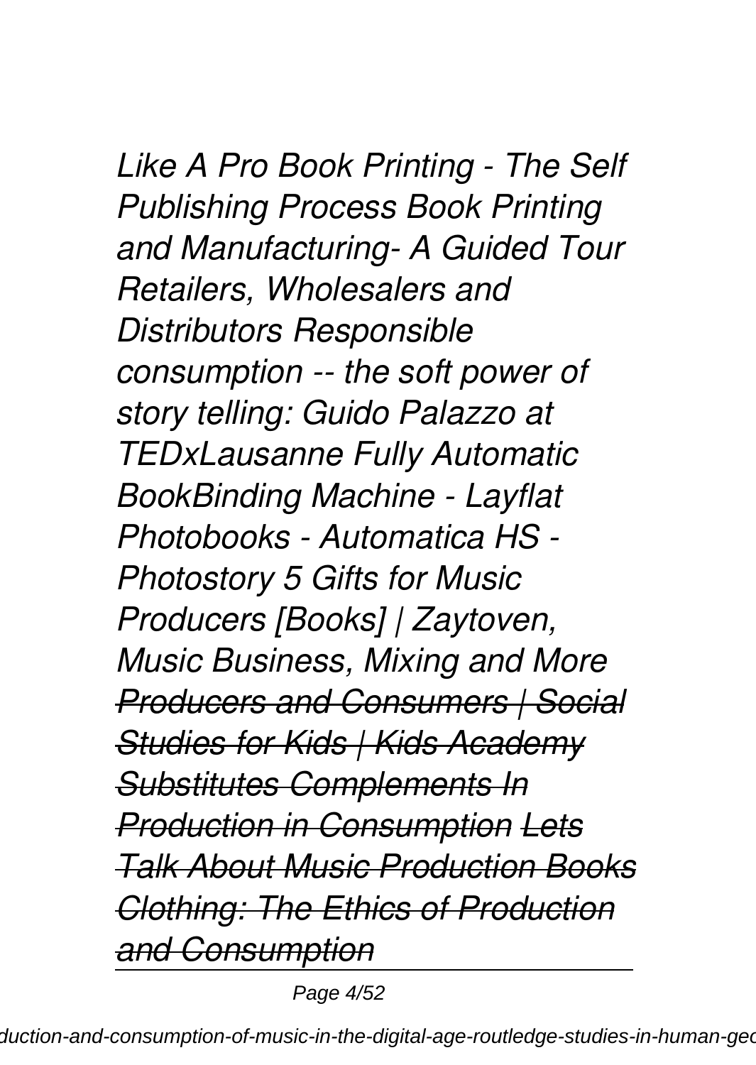*Like A Pro Book Printing - The Self Publishing Process Book Printing and Manufacturing- A Guided Tour Retailers, Wholesalers and Distributors Responsible consumption -- the soft power of story telling: Guido Palazzo at TEDxLausanne Fully Automatic BookBinding Machine - Layflat Photobooks - Automatica HS - Photostory 5 Gifts for Music Producers [Books] | Zaytoven, Music Business, Mixing and More ~~Producers and Consumers | Social Studies for Kids | Kids Academy~~ ~~Substitutes Complements In Production in Consumption~~ ~~Lets Talk About Music Production Books~~ ~~Clothing: The Ethics of Production and Consumption~~*

---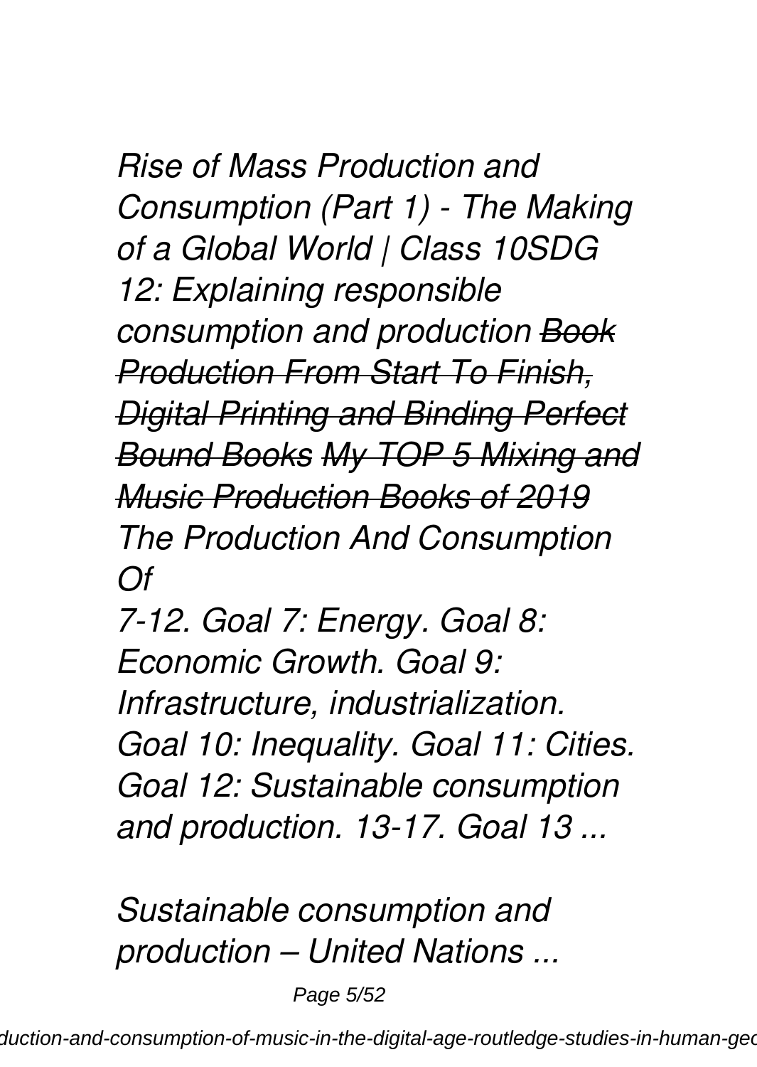*Rise of Mass Production and Consumption (Part 1) - The Making of a Global World | Class 10SDG 12: Explaining responsible consumption and production ~~Book Production From Start To Finish, Digital Printing and Binding Perfect Bound Books~~ ~~My TOP 5 Mixing and Music Production Books of 2019~~ The Production And Consumption Of*

*7-12. Goal 7: Energy. Goal 8: Economic Growth. Goal 9: Infrastructure, industrialization. Goal 10: Inequality. Goal 11: Cities. Goal 12: Sustainable consumption and production. 13-17. Goal 13 ...*

*Sustainable consumption and production – United Nations ...*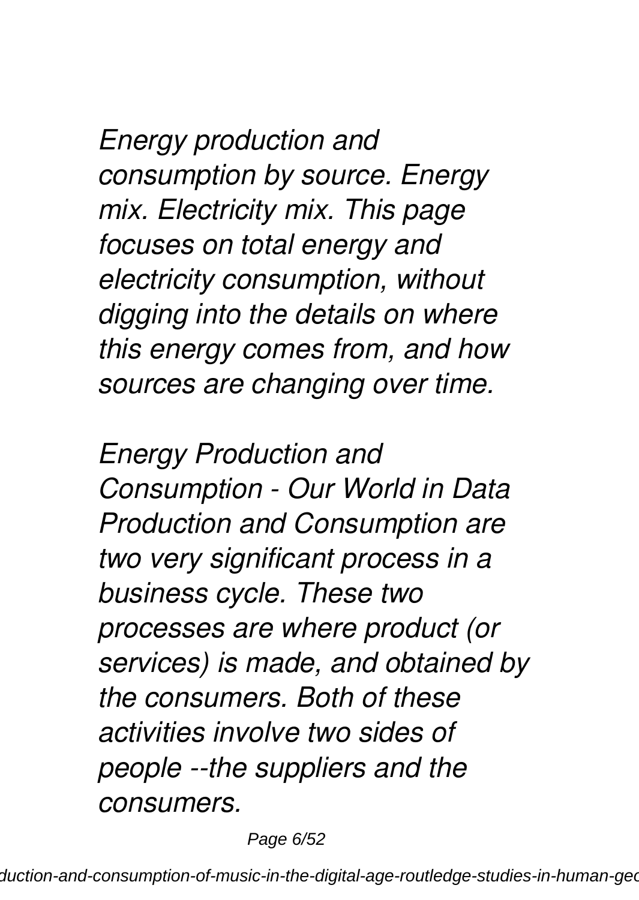*Energy production and consumption by source. Energy mix. Electricity mix. This page focuses on total energy and electricity consumption, without digging into the details on where this energy comes from, and how sources are changing over time.*

*Energy Production and Consumption - Our World in Data Production and Consumption are two very significant process in a business cycle. These two processes are where product (or services) is made, and obtained by the consumers. Both of these activities involve two sides of people --the suppliers and the consumers.*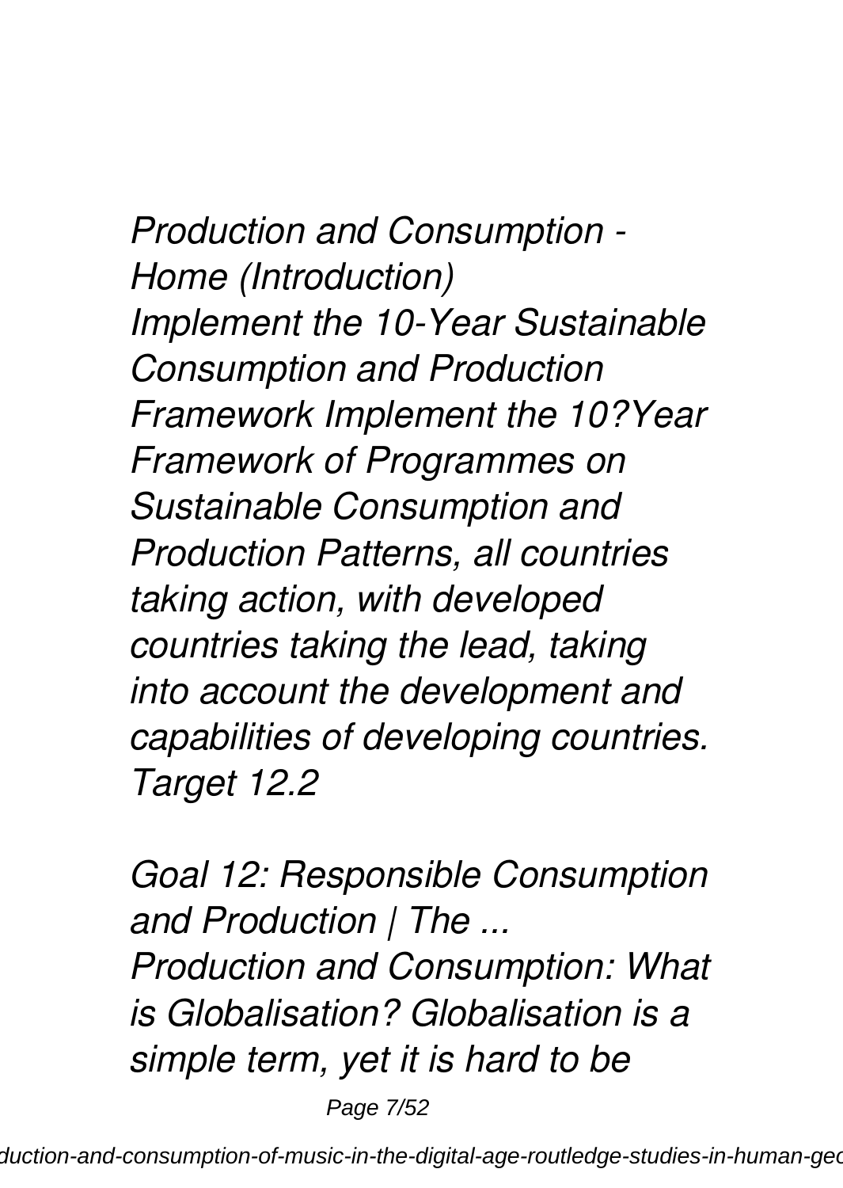*Production and Consumption - Home (Introduction)*
*Implement the 10-Year Sustainable Consumption and Production Framework Implement the 10?Year Framework of Programmes on Sustainable Consumption and Production Patterns, all countries taking action, with developed countries taking the lead, taking into account the development and capabilities of developing countries. Target 12.2*

*Goal 12: Responsible Consumption and Production | The ...*
*Production and Consumption: What is Globalisation? Globalisation is a simple term, yet it is hard to be*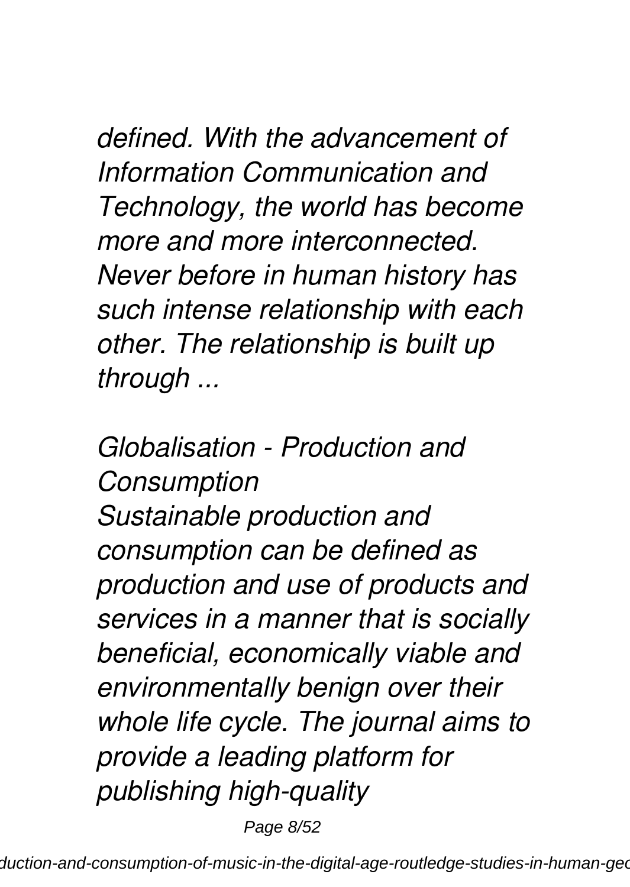*defined. With the advancement of Information Communication and Technology, the world has become more and more interconnected. Never before in human history has such intense relationship with each other. The relationship is built up through ...*

*Globalisation - Production and Consumption*

*Sustainable production and consumption can be defined as production and use of products and services in a manner that is socially beneficial, economically viable and environmentally benign over their whole life cycle. The journal aims to provide a leading platform for publishing high-quality*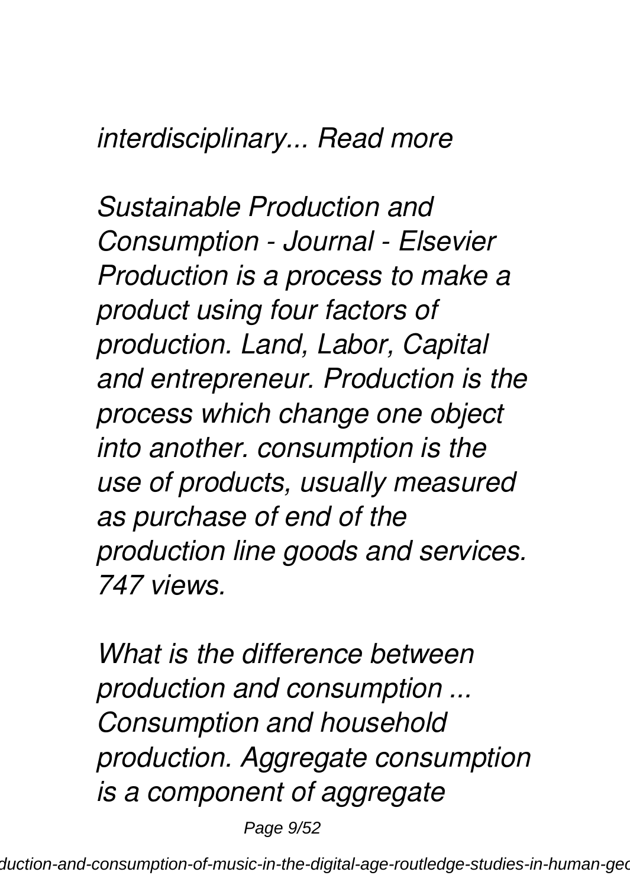*interdisciplinary... Read more*

*Sustainable Production and Consumption - Journal - Elsevier Production is a process to make a product using four factors of production. Land, Labor, Capital and entrepreneur. Production is the process which change one object into another. consumption is the use of products, usually measured as purchase of end of the production line goods and services. 747 views.*

*What is the difference between production and consumption ... Consumption and household production. Aggregate consumption is a component of aggregate*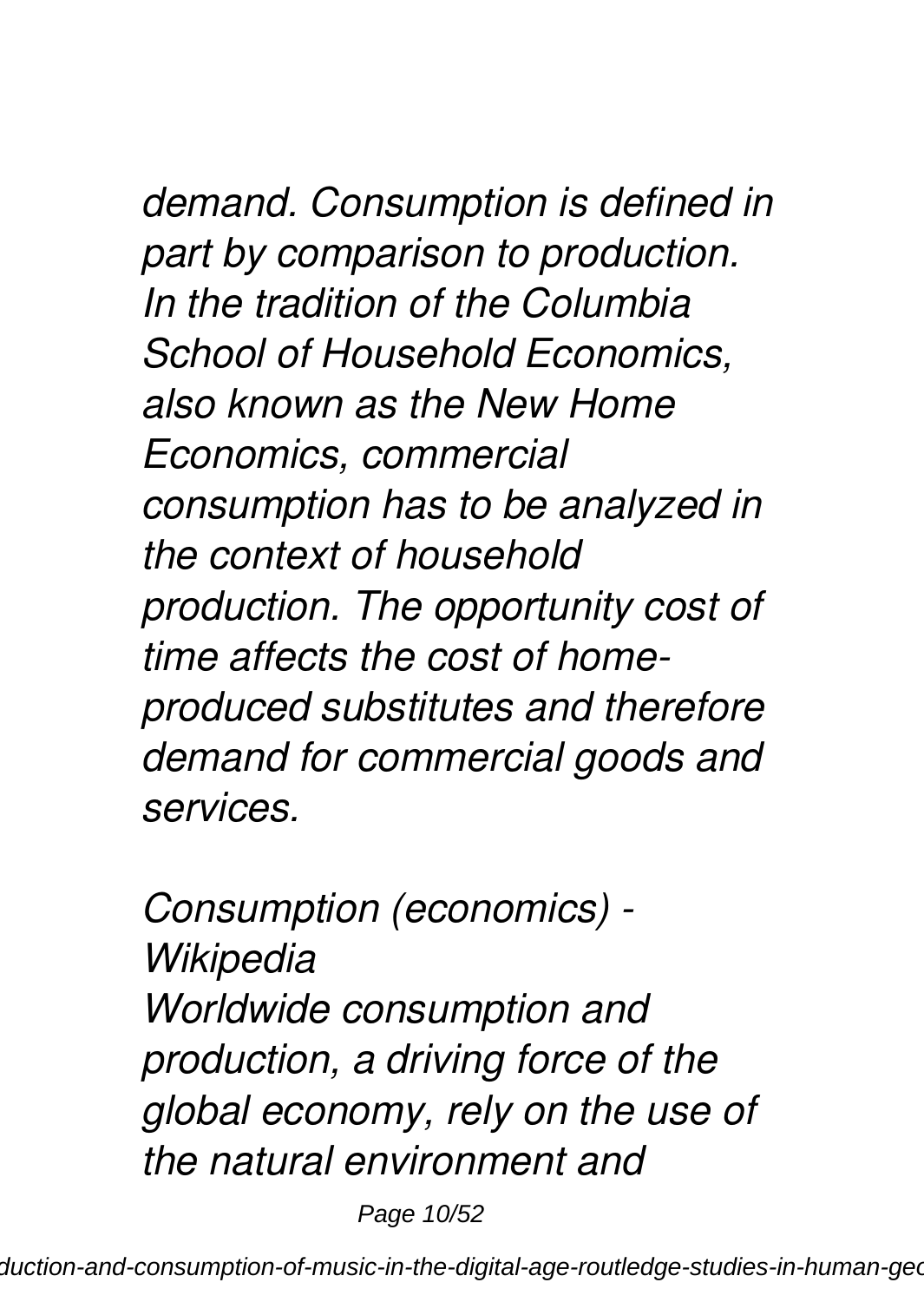*demand. Consumption is defined in part by comparison to production. In the tradition of the Columbia School of Household Economics, also known as the New Home Economics, commercial consumption has to be analyzed in the context of household production. The opportunity cost of time affects the cost of home-produced substitutes and therefore demand for commercial goods and services.*

*Consumption (economics) - Wikipedia*

*Worldwide consumption and production, a driving force of the global economy, rely on the use of the natural environment and*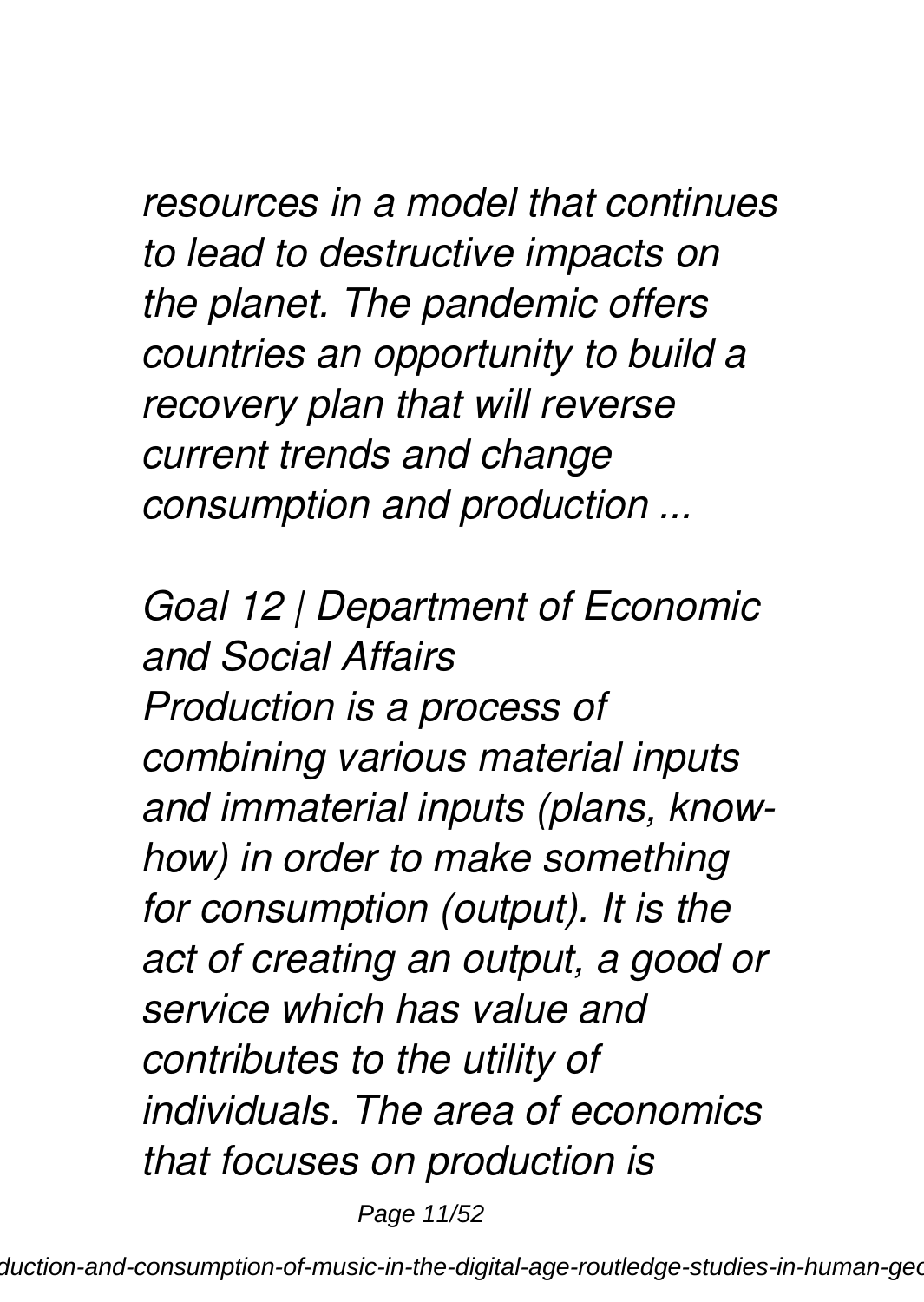*resources in a model that continues to lead to destructive impacts on the planet. The pandemic offers countries an opportunity to build a recovery plan that will reverse current trends and change consumption and production ...*

*Goal 12 | Department of Economic and Social Affairs*

*Production is a process of combining various material inputs and immaterial inputs (plans, know-how) in order to make something for consumption (output). It is the act of creating an output, a good or service which has value and contributes to the utility of individuals. The area of economics that focuses on production is*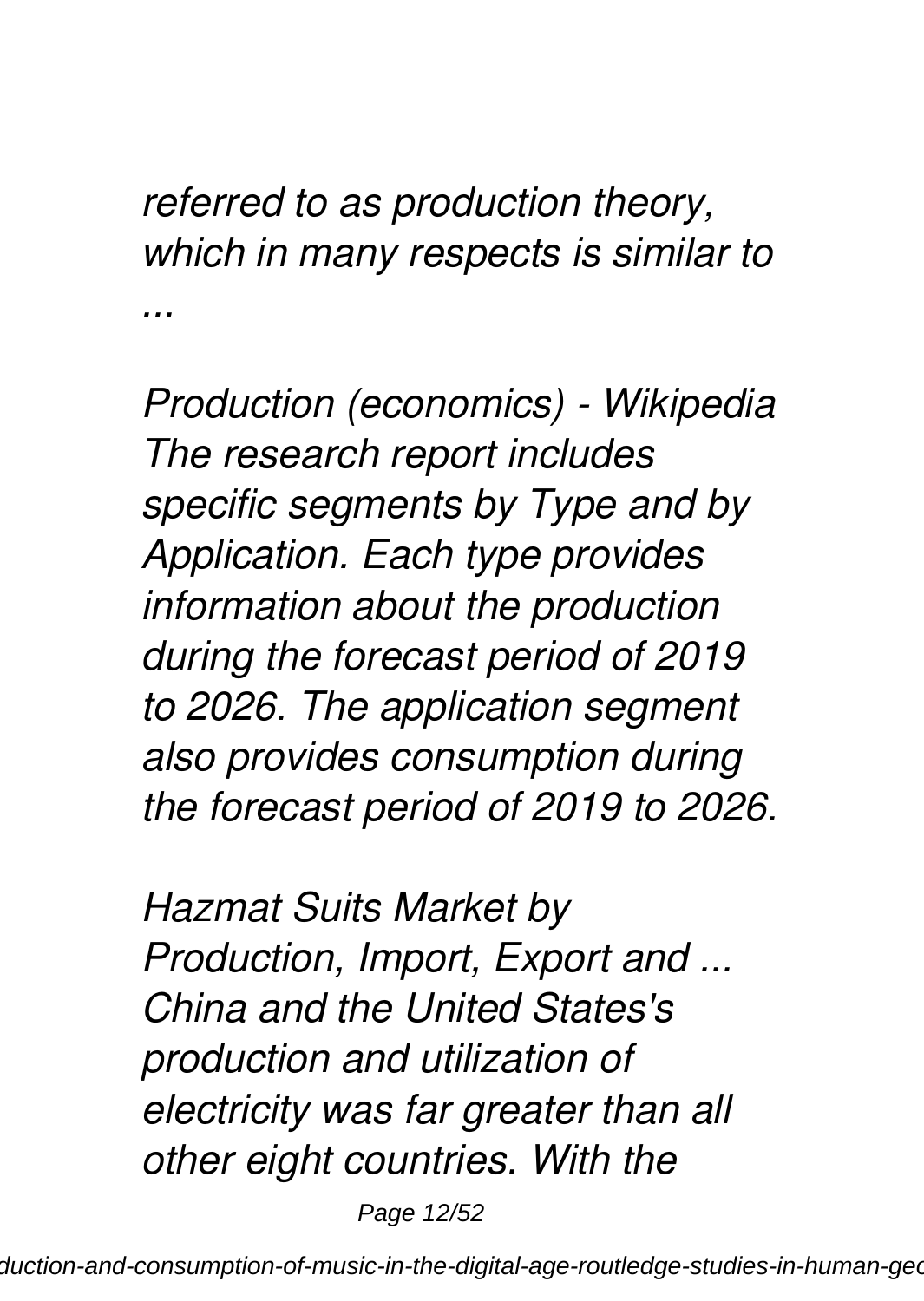*referred to as production theory, which in many respects is similar to ...*

*Production (economics) - Wikipedia*
*The research report includes specific segments by Type and by Application. Each type provides information about the production during the forecast period of 2019 to 2026. The application segment also provides consumption during the forecast period of 2019 to 2026.*

*Hazmat Suits Market by Production, Import, Export and ...*
*China and the United States's production and utilization of electricity was far greater than all other eight countries. With the*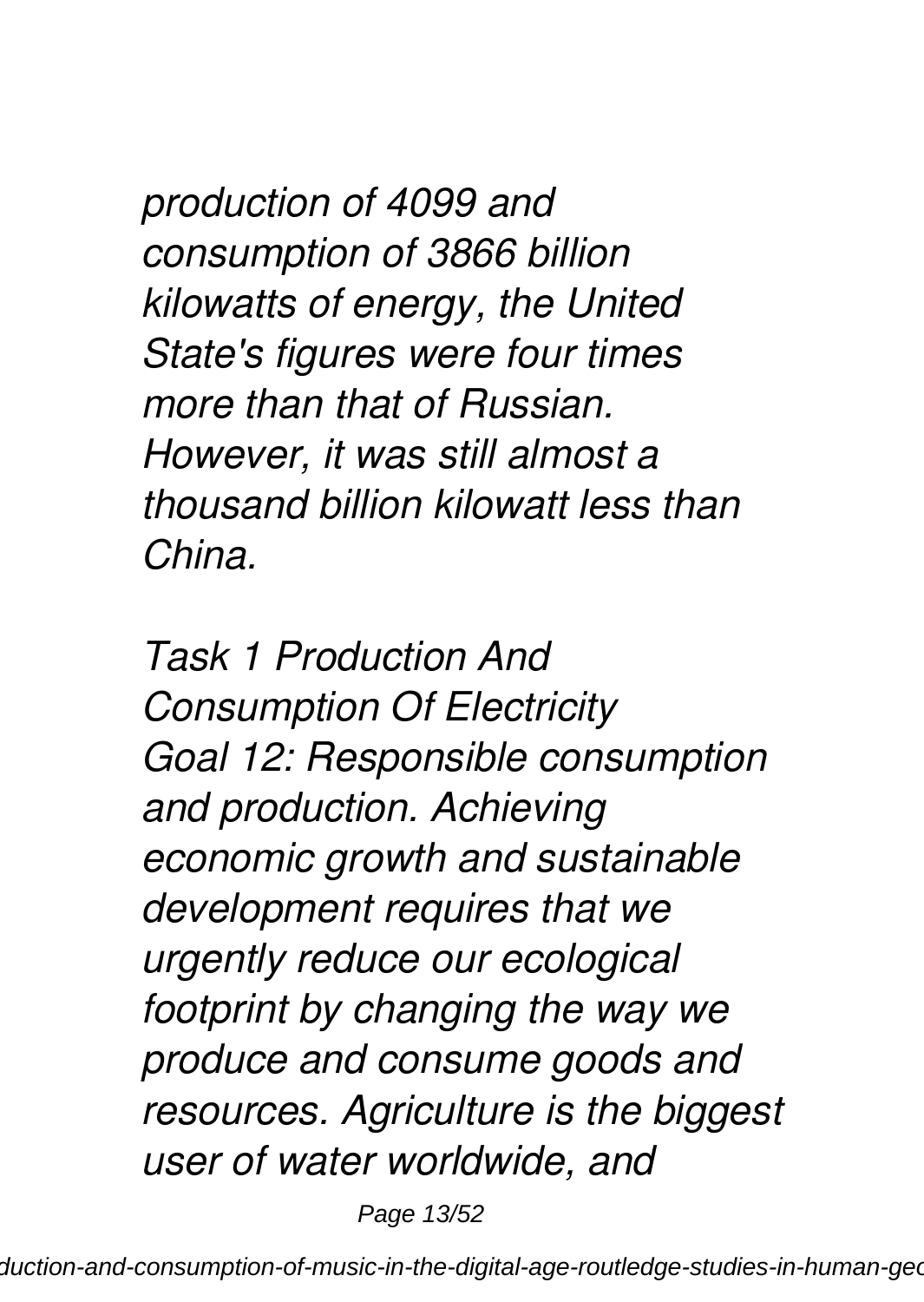*production of 4099 and consumption of 3866 billion kilowatts of energy, the United State's figures were four times more than that of Russian. However, it was still almost a thousand billion kilowatt less than China.*

*Task 1 Production And Consumption Of Electricity*
*Goal 12: Responsible consumption and production. Achieving economic growth and sustainable development requires that we urgently reduce our ecological footprint by changing the way we produce and consume goods and resources. Agriculture is the biggest user of water worldwide, and*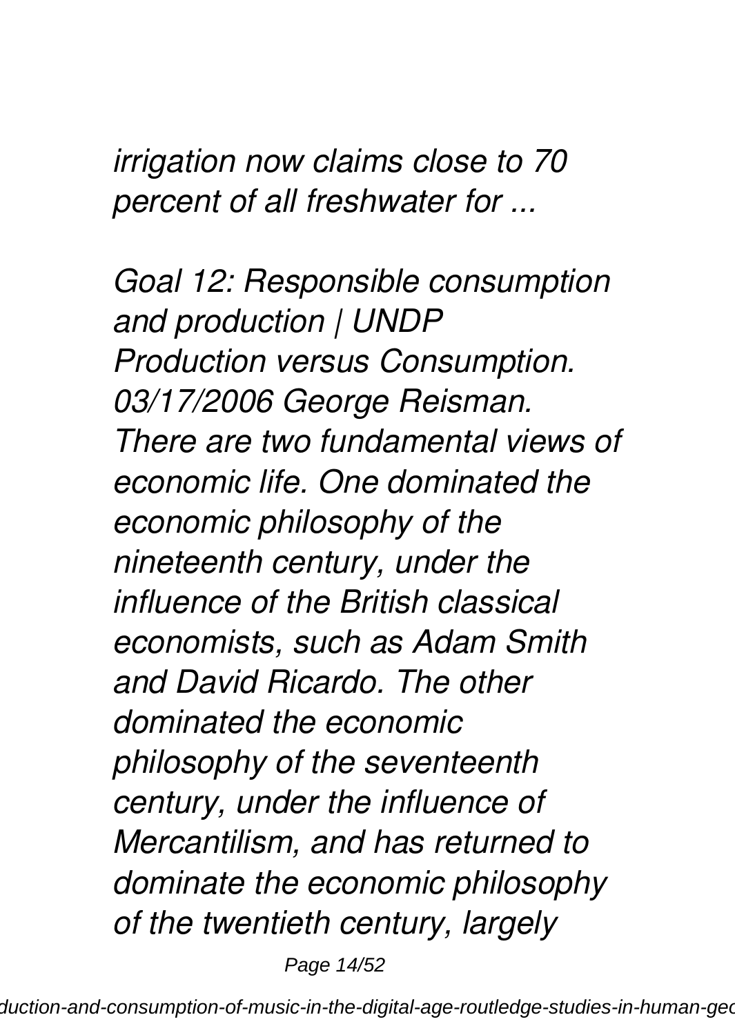*irrigation now claims close to 70 percent of all freshwater for ...*

*Goal 12: Responsible consumption and production | UNDP*
*Production versus Consumption. 03/17/2006 George Reisman. There are two fundamental views of economic life. One dominated the economic philosophy of the nineteenth century, under the influence of the British classical economists, such as Adam Smith and David Ricardo. The other dominated the economic philosophy of the seventeenth century, under the influence of Mercantilism, and has returned to dominate the economic philosophy of the twentieth century, largely*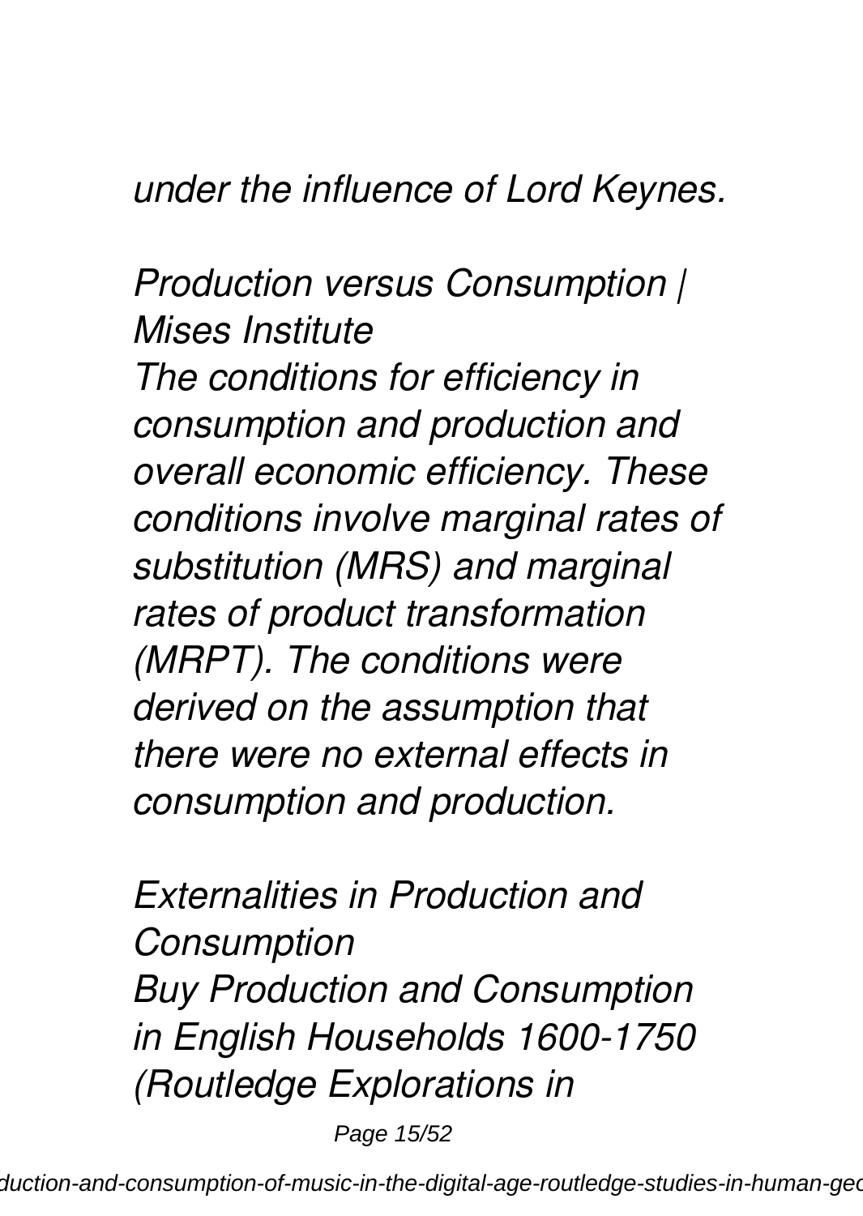*under the influence of Lord Keynes.*

*Production versus Consumption | Mises Institute*

*The conditions for efficiency in consumption and production and overall economic efficiency. These conditions involve marginal rates of substitution (MRS) and marginal rates of product transformation (MRPT). The conditions were derived on the assumption that there were no external effects in consumption and production.*

*Externalities in Production and Consumption*

*Buy Production and Consumption in English Households 1600-1750 (Routledge Explorations in*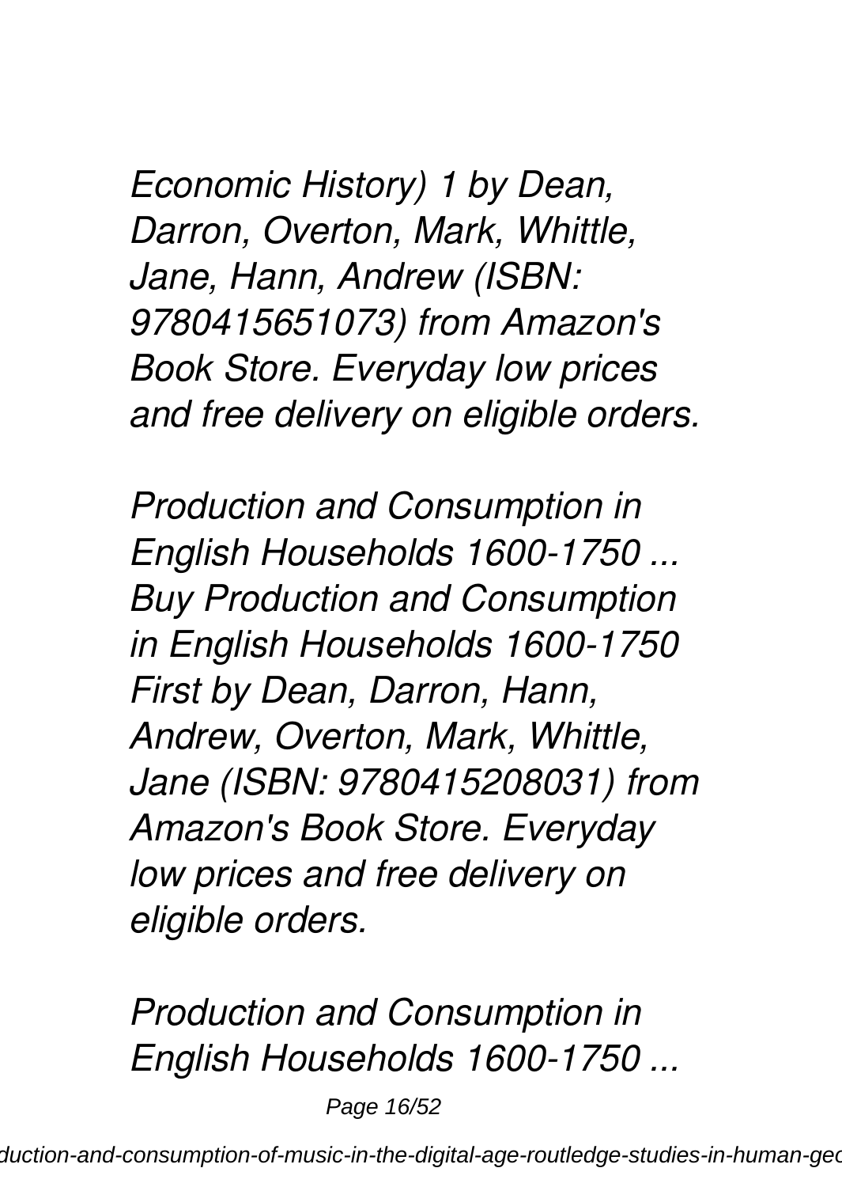*Economic History) 1 by Dean, Darron, Overton, Mark, Whittle, Jane, Hann, Andrew (ISBN: 9780415651073) from Amazon's Book Store. Everyday low prices and free delivery on eligible orders.*

*Production and Consumption in English Households 1600-1750 ...*
*Buy Production and Consumption in English Households 1600-1750 First by Dean, Darron, Hann, Andrew, Overton, Mark, Whittle, Jane (ISBN: 9780415208031) from Amazon's Book Store. Everyday low prices and free delivery on eligible orders.*

*Production and Consumption in English Households 1600-1750 ...*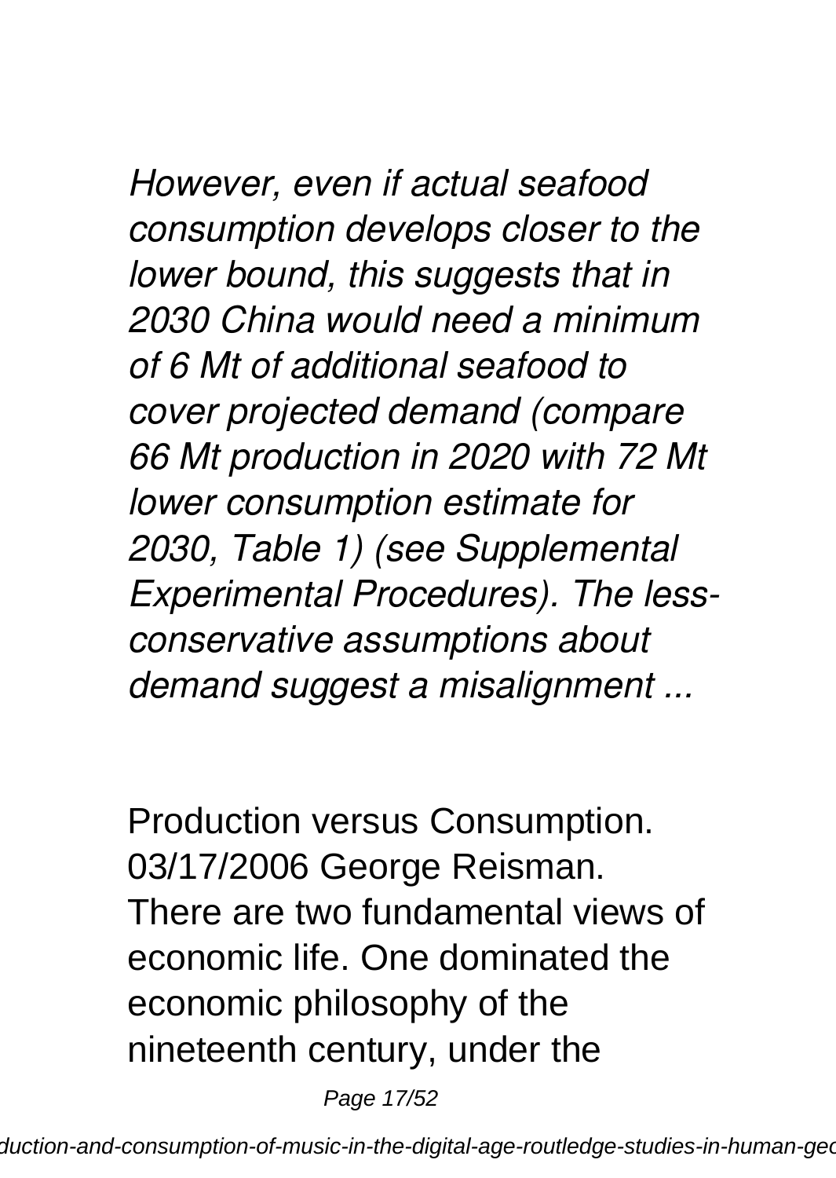*However, even if actual seafood consumption develops closer to the lower bound, this suggests that in 2030 China would need a minimum of 6 Mt of additional seafood to cover projected demand (compare 66 Mt production in 2020 with 72 Mt lower consumption estimate for 2030, Table 1) (see Supplemental Experimental Procedures). The less-conservative assumptions about demand suggest a misalignment ...*

Production versus Consumption. 03/17/2006 George Reisman. There are two fundamental views of economic life. One dominated the economic philosophy of the nineteenth century, under the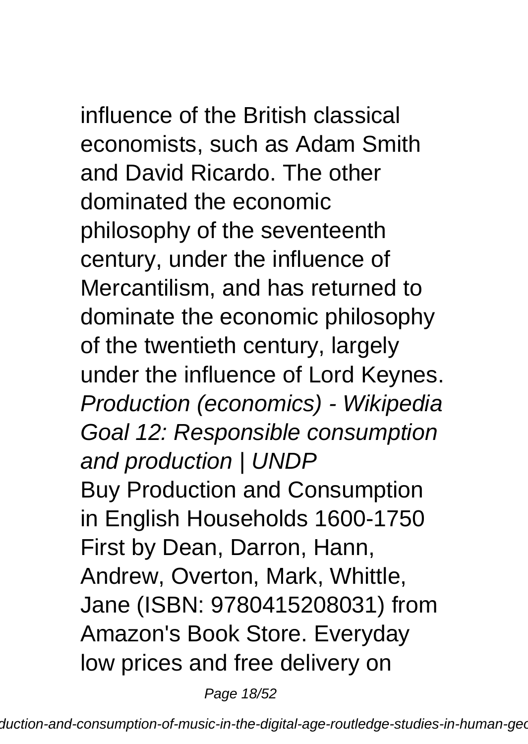influence of the British classical economists, such as Adam Smith and David Ricardo. The other dominated the economic philosophy of the seventeenth century, under the influence of Mercantilism, and has returned to dominate the economic philosophy of the twentieth century, largely under the influence of Lord Keynes.

*Production (economics) - Wikipedia*

*Goal 12: Responsible consumption and production | UNDP*

Buy Production and Consumption in English Households 1600-1750 First by Dean, Darron, Hann, Andrew, Overton, Mark, Whittle, Jane (ISBN: 9780415208031) from Amazon's Book Store. Everyday low prices and free delivery on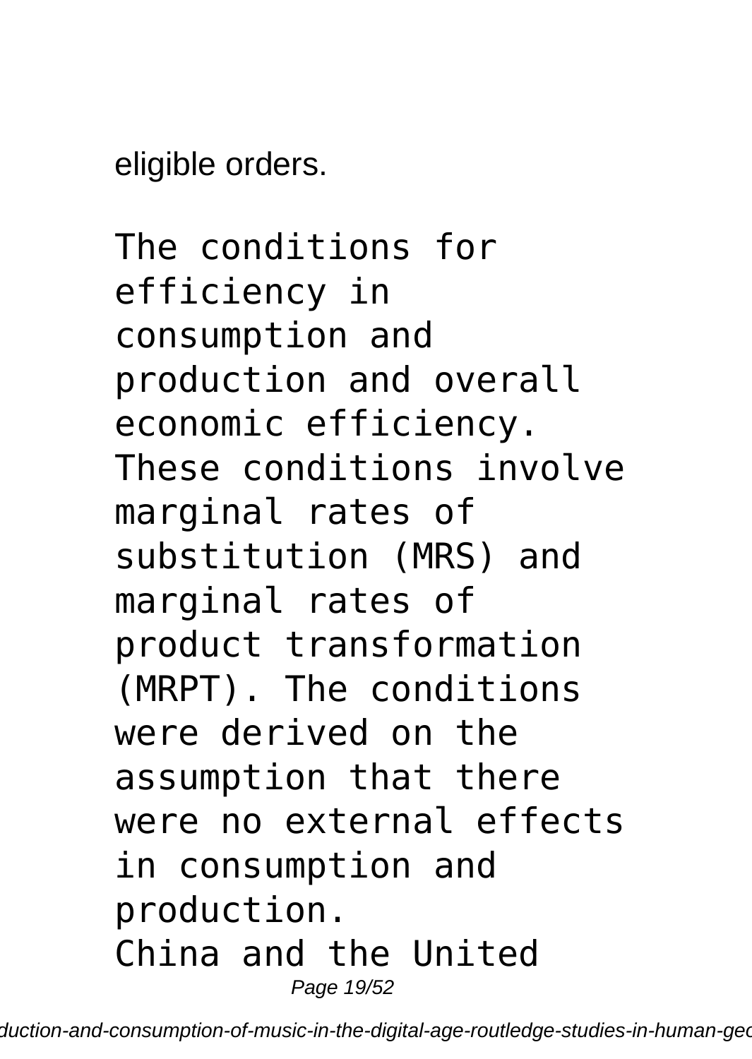eligible orders.

The conditions for efficiency in consumption and production and overall economic efficiency. These conditions involve marginal rates of substitution (MRS) and marginal rates of product transformation (MRPT). The conditions were derived on the assumption that there were no external effects in consumption and production.

China and the United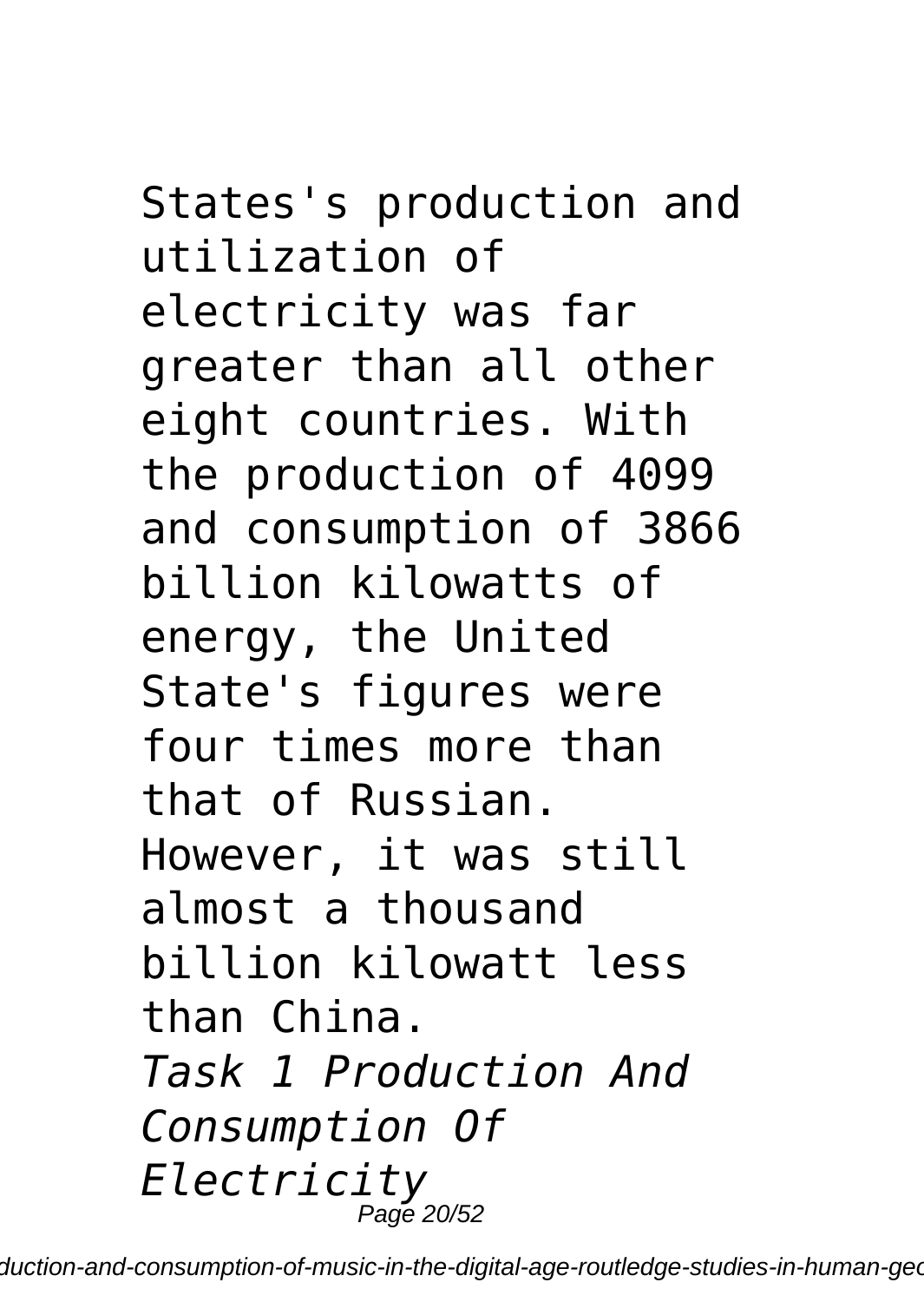States's production and utilization of electricity was far greater than all other eight countries. With the production of 4099 and consumption of 3866 billion kilowatts of energy, the United State's figures were four times more than that of Russian. However, it was still almost a thousand billion kilowatt less than China.

*Task 1 Production And Consumption Of Electricity*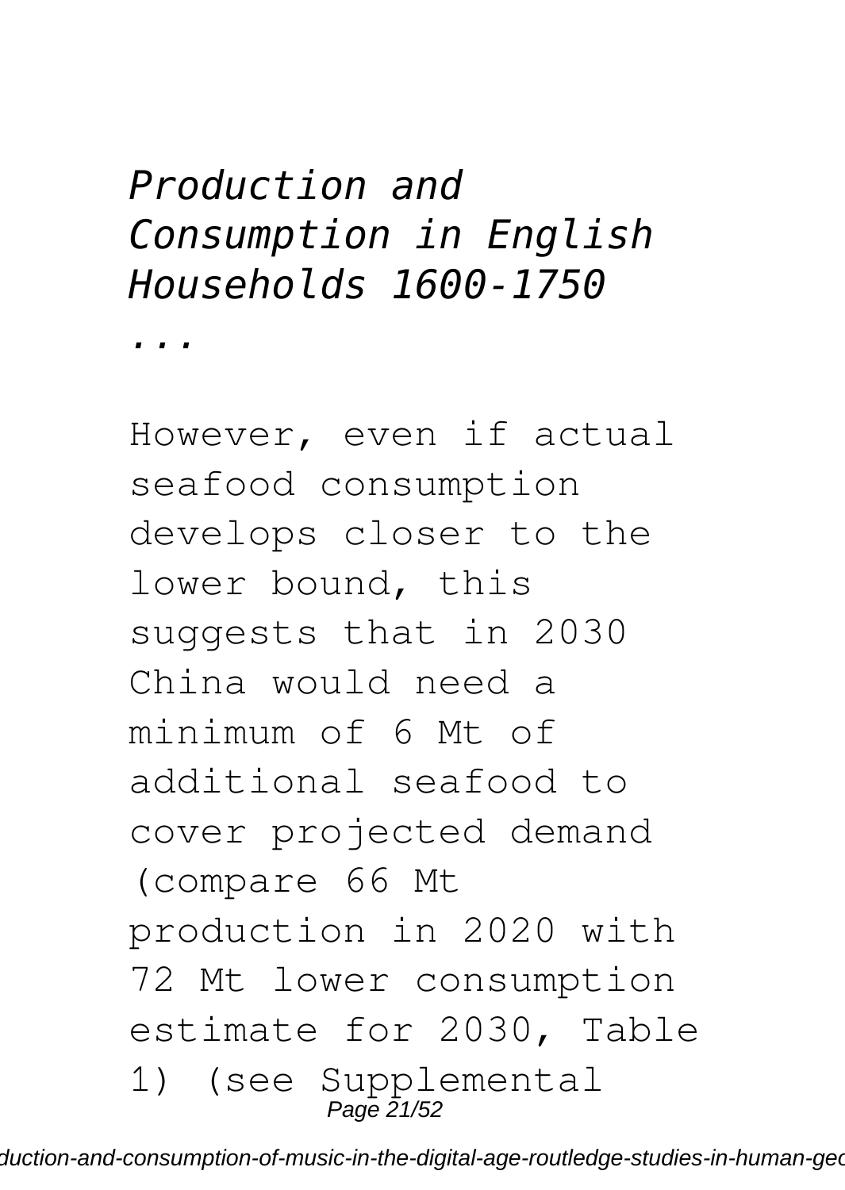## *Production and Consumption in English Households 1600-1750 ...*

However, even if actual seafood consumption develops closer to the lower bound, this suggests that in 2030 China would need a minimum of 6 Mt of additional seafood to cover projected demand (compare 66 Mt production in 2020 with 72 Mt lower consumption estimate for 2030, Table 1) (see Supplemental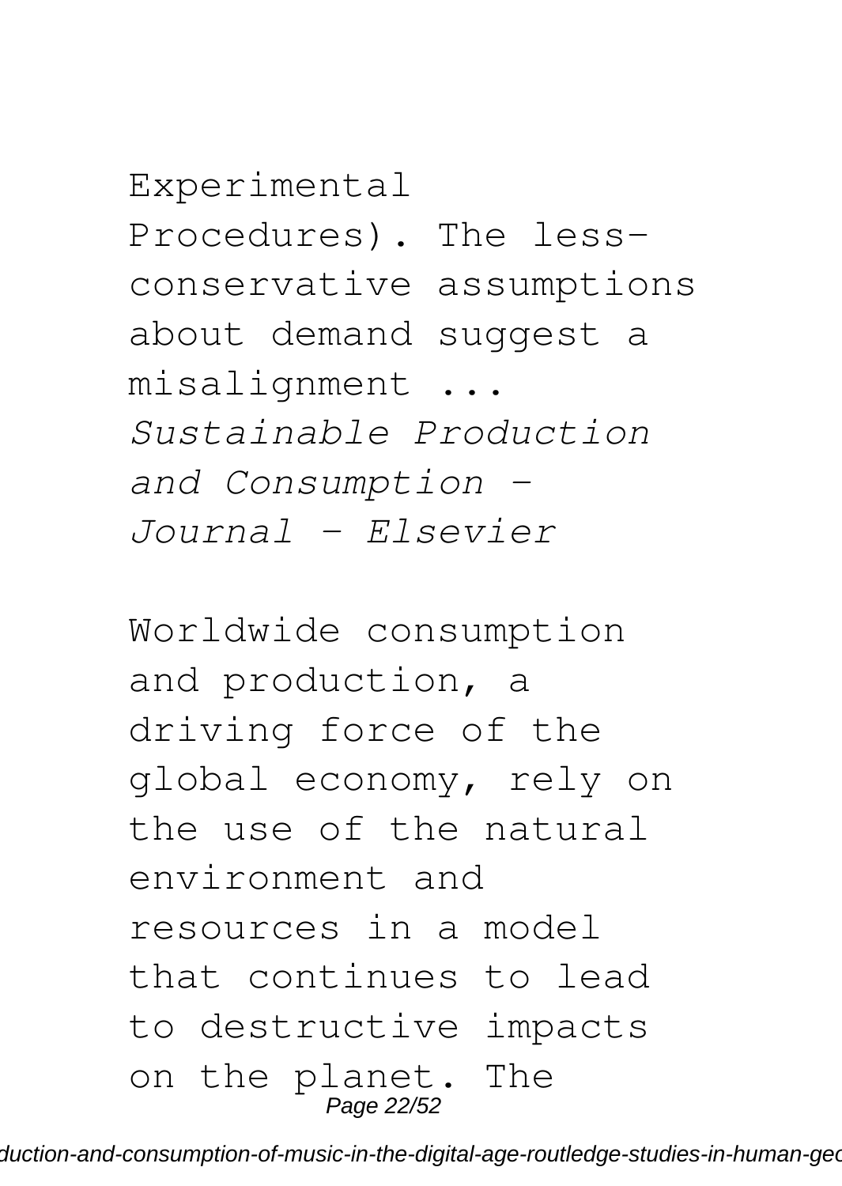Experimental Procedures). The less-conservative assumptions about demand suggest a misalignment ...

*Sustainable Production and Consumption - Journal - Elsevier*

Worldwide consumption and production, a driving force of the global economy, rely on the use of the natural environment and resources in a model that continues to lead to destructive impacts on the planet. The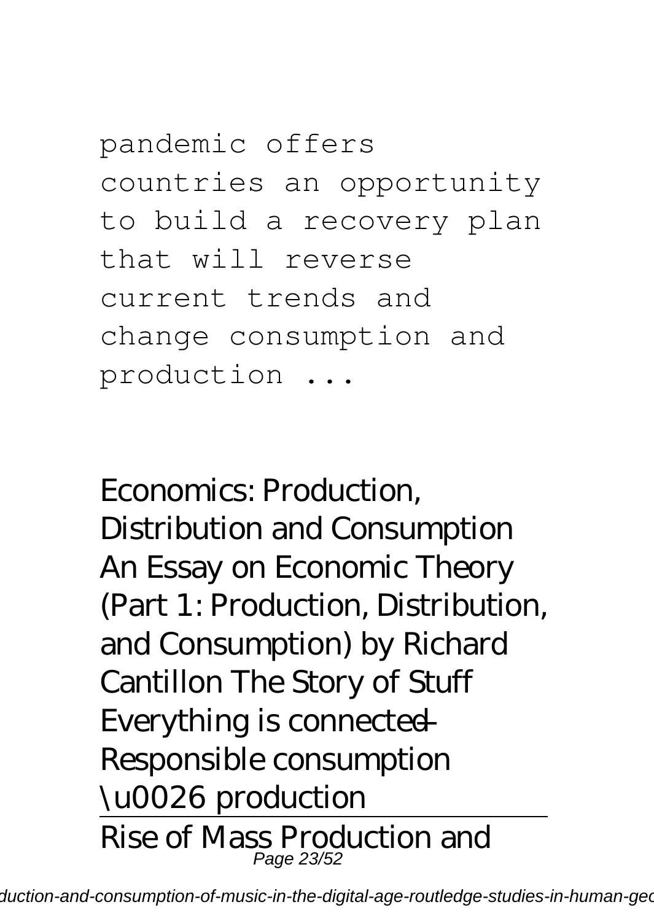pandemic offers countries an opportunity to build a recovery plan that will reverse current trends and change consumption and production ...

Economics: Production, Distribution and Consumption An Essay on Economic Theory (Part 1: Production, Distribution, and Consumption) by Richard Cantillon The Story of Stuff Everything is connected – Responsible consumption \u0026 production

---

Rise of Mass Production and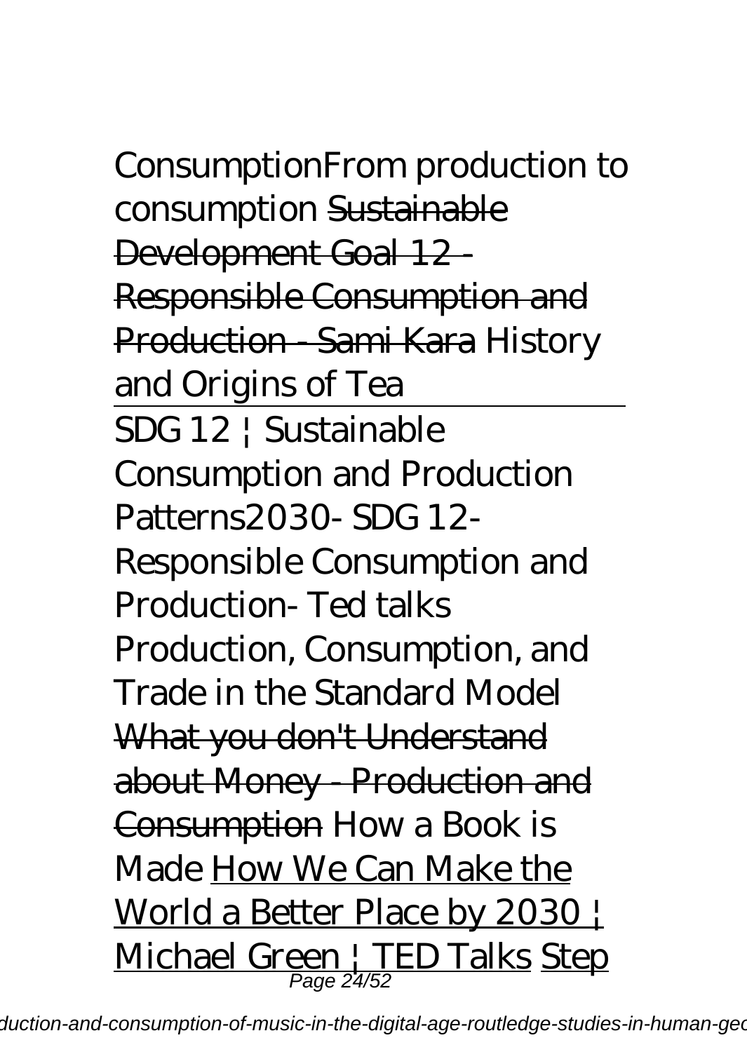*ConsumptionFrom production to consumption* ~~Sustainable Development Goal 12 - Responsible Consumption and Production - Sami Kara~~ *History and Origins of Tea*

---

*SDG 12 | Sustainable Consumption and Production Patterns2030- SDG 12- Responsible Consumption and Production- Ted talks* *Production, Consumption, and Trade in the Standard Model* ~~What you don't Understand about Money - Production and Consumption~~ *How a Book is Made* How We Can Make the World a Better Place by 2030 | Michael Green | TED Talks Step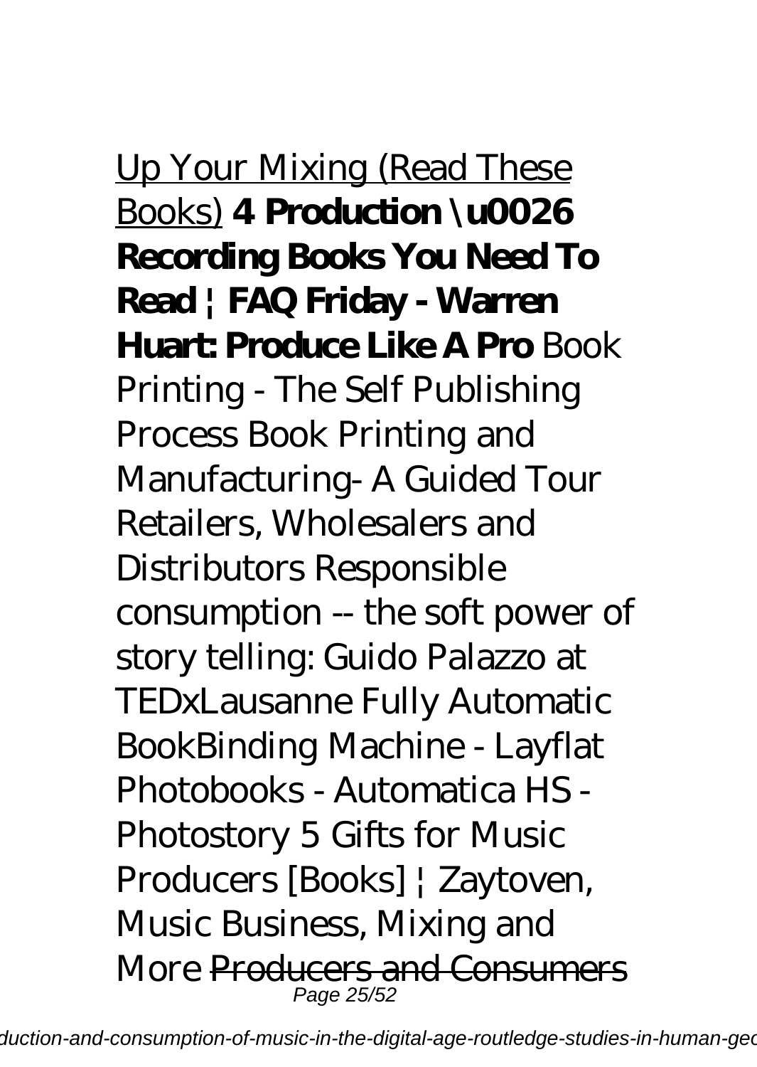<u>Up Your Mixing (Read These Books)</u> **4 Production \u0026 Recording Books You Need To Read | FAQ Friday - Warren Huart: Produce Like A Pro** *Book Printing - The Self Publishing Process Book Printing and Manufacturing- A Guided Tour Retailers, Wholesalers and Distributors Responsible consumption -- the soft power of story telling: Guido Palazzo at TEDxLausanne Fully Automatic BookBinding Machine - Layflat Photobooks - Automatica HS - Photostory 5 Gifts for Music Producers [Books] | Zaytoven, Music Business, Mixing and More* <u>Producers and Consumers</u>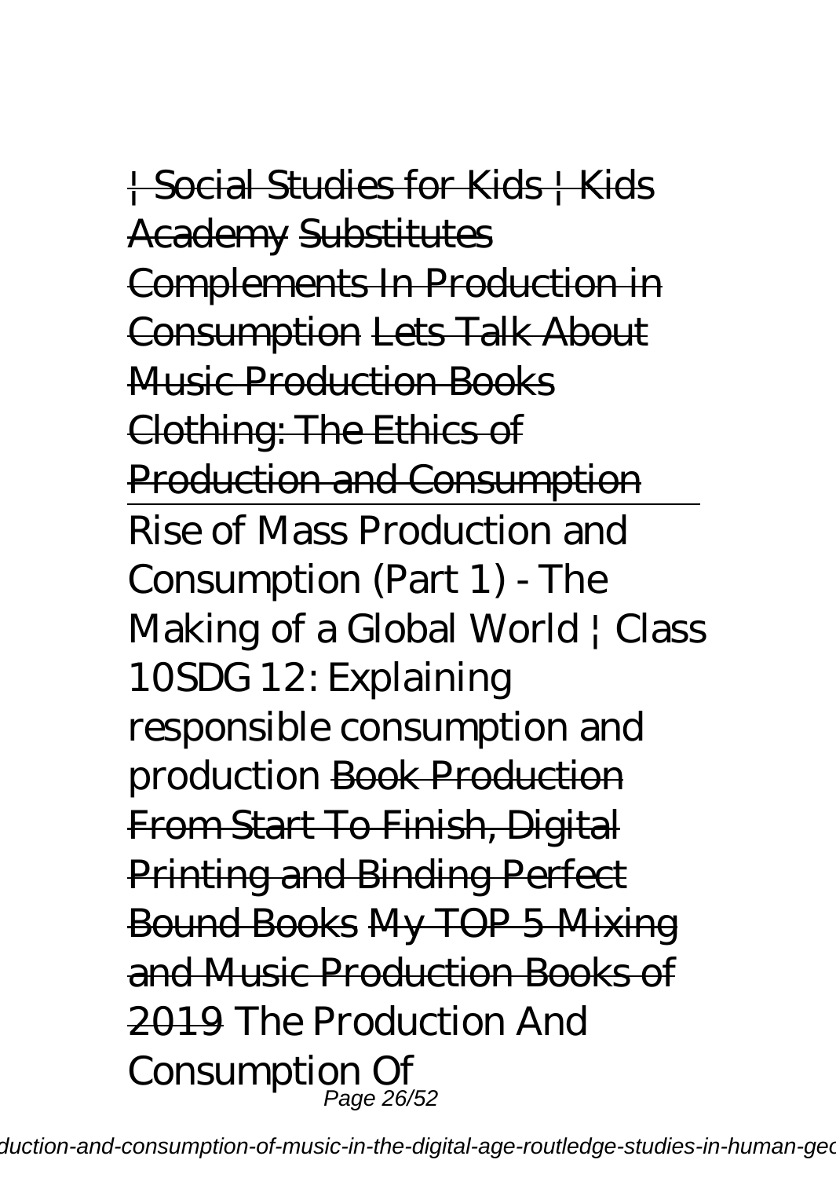~~| Social Studies for Kids | Kids Academy~~ ~~Substitutes Complements In Production in Consumption~~ ~~Lets Talk About Music Production Books~~ ~~Clothing: The Ethics of Production and Consumption~~

Rise of Mass Production and Consumption (Part 1) - The Making of a Global World | Class 10SDG 12: Explaining responsible consumption and production ~~Book Production From Start To Finish, Digital Printing and Binding Perfect Bound Books~~ ~~My TOP 5 Mixing and Music Production Books of 2019~~ The Production And Consumption Of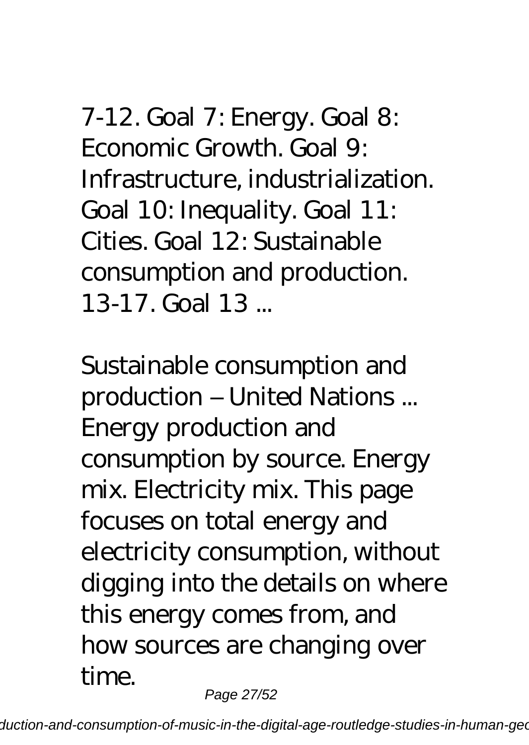7-12. Goal 7: Energy. Goal 8: Economic Growth. Goal 9: Infrastructure, industrialization. Goal 10: Inequality. Goal 11: Cities. Goal 12: Sustainable consumption and production. 13-17. Goal 13 ...

*Sustainable consumption and production – United Nations ...*

Energy production and consumption by source. Energy mix. Electricity mix. This page focuses on total energy and electricity consumption, without digging into the details on where this energy comes from, and how sources are changing over time.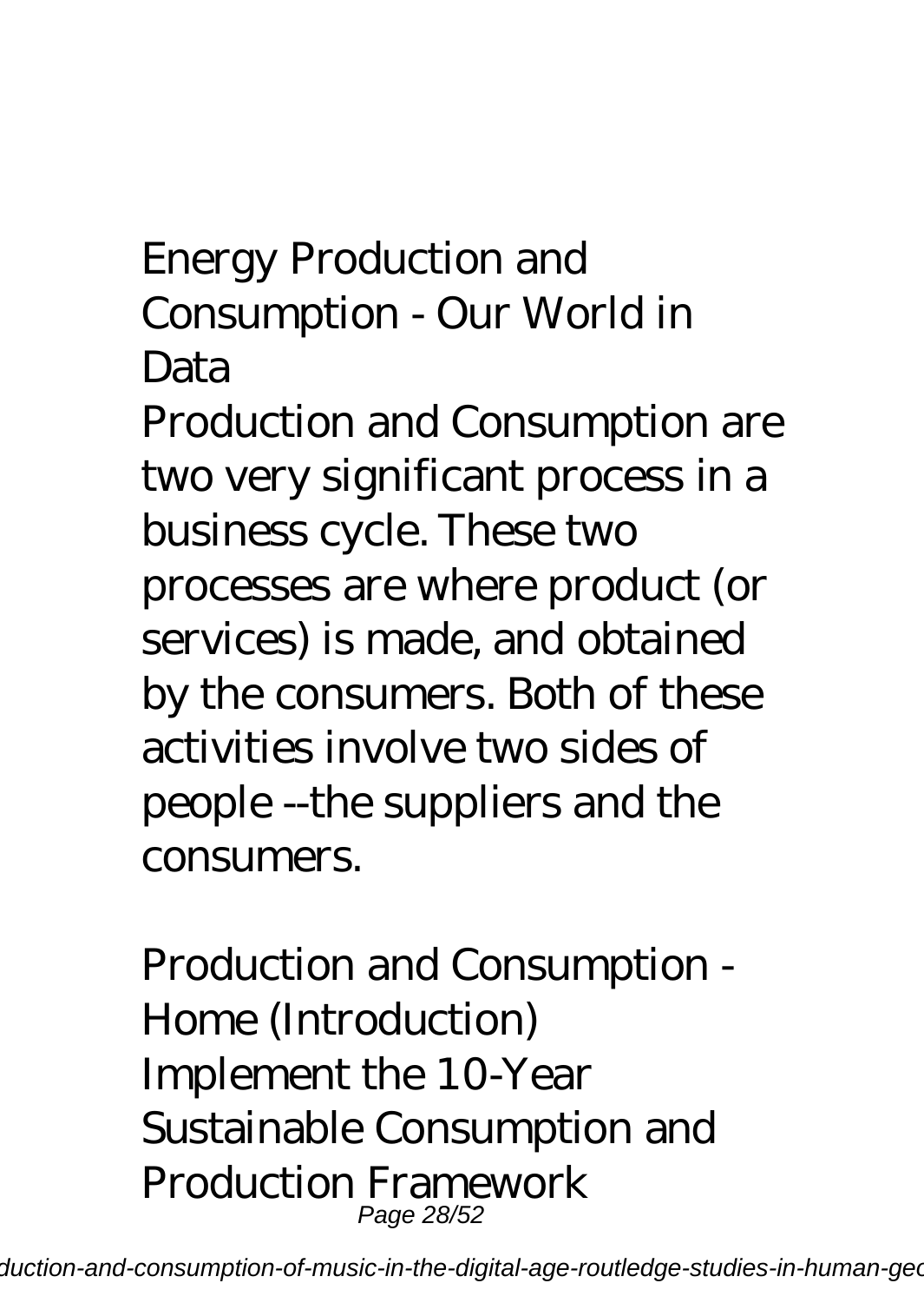## Energy Production and Consumption - Our World in Data

Production and Consumption are two very significant process in a business cycle. These two processes are where product (or services) is made, and obtained by the consumers. Both of these activities involve two sides of people --the suppliers and the consumers.

## Production and Consumption - Home (Introduction)

Implement the 10-Year Sustainable Consumption and Production Framework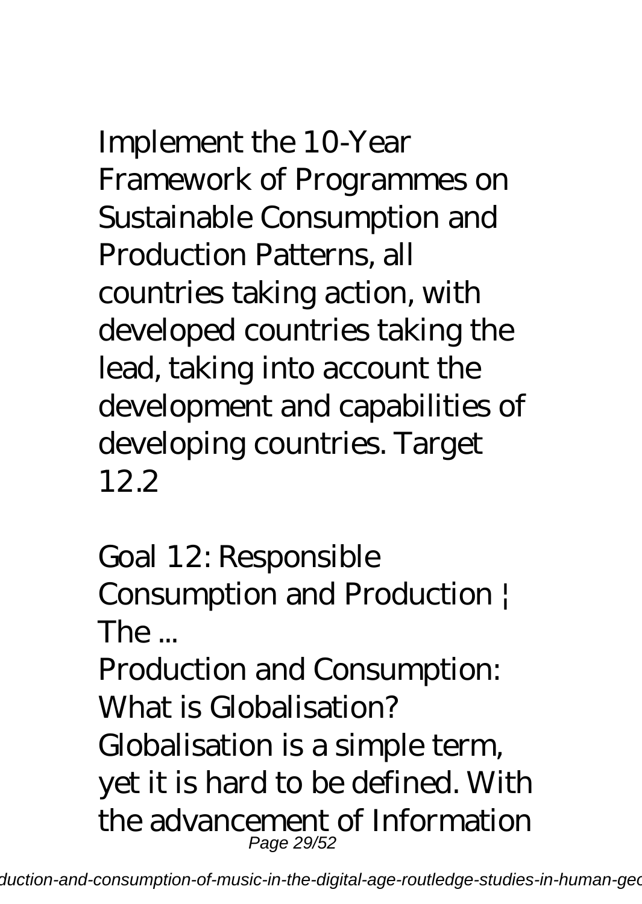Implement the 10-Year Framework of Programmes on Sustainable Consumption and Production Patterns, all countries taking action, with developed countries taking the lead, taking into account the development and capabilities of developing countries. Target 12.2

## Goal 12: Responsible Consumption and Production ¦ The ...

Production and Consumption: What is Globalisation? Globalisation is a simple term, yet it is hard to be defined. With the advancement of Information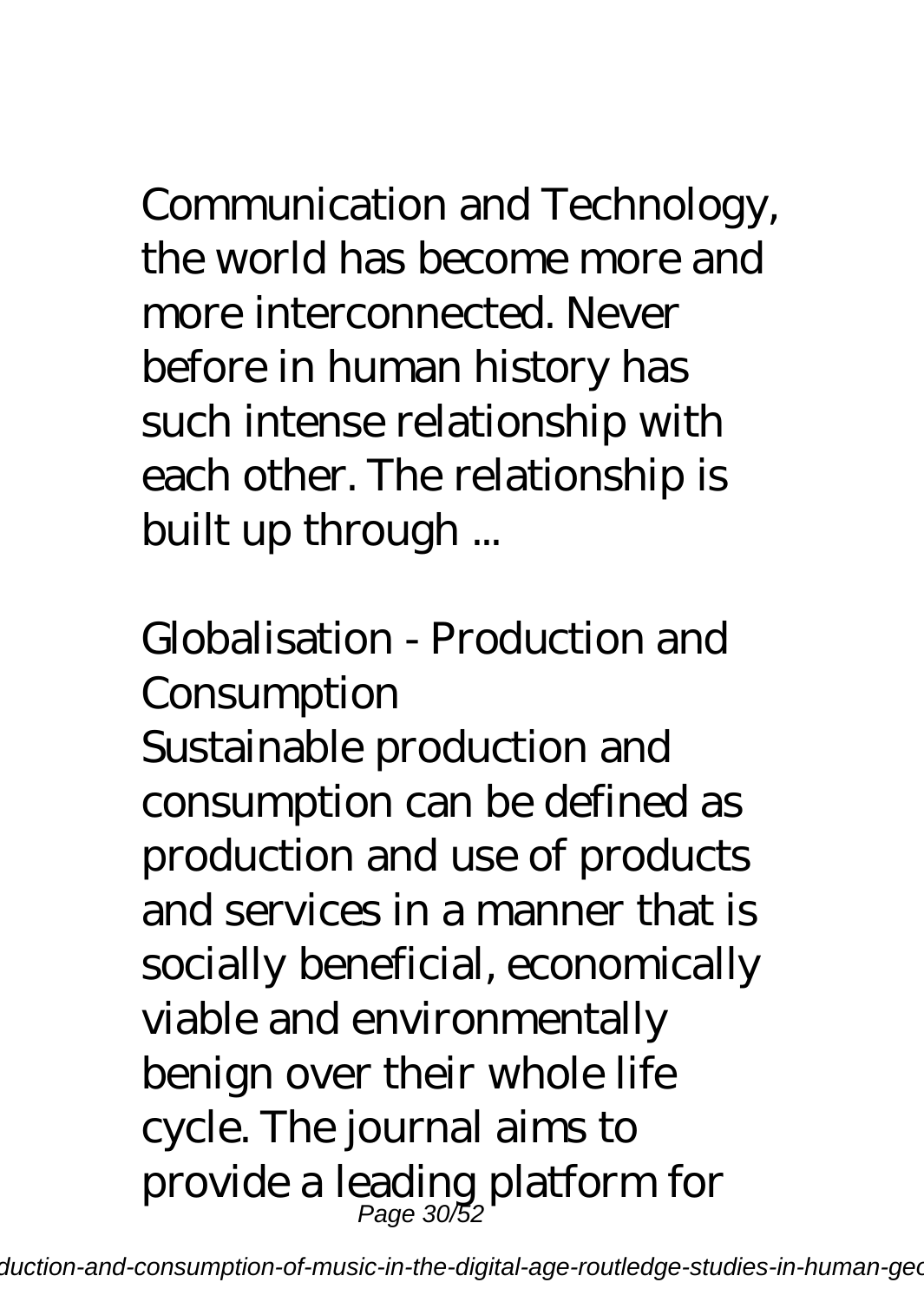Communication and Technology, the world has become more and more interconnected. Never before in human history has such intense relationship with each other. The relationship is built up through ...

## Globalisation - Production and Consumption

Sustainable production and consumption can be defined as production and use of products and services in a manner that is socially beneficial, economically viable and environmentally benign over their whole life cycle. The journal aims to provide a leading platform for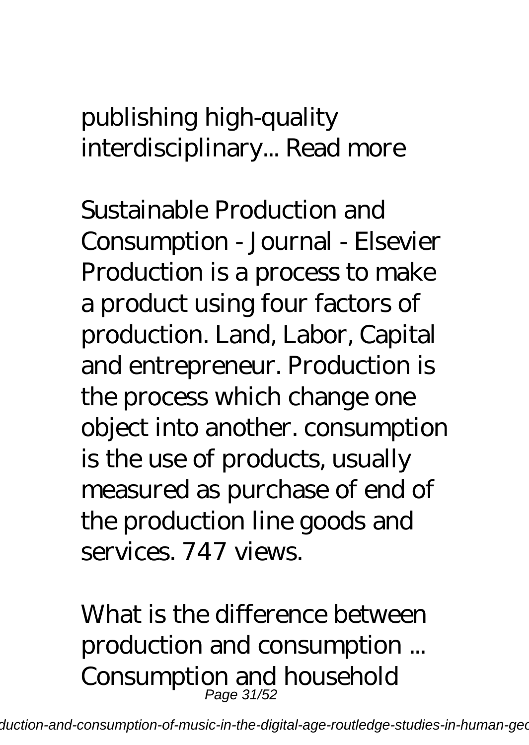publishing high-quality interdisciplinary... Read more

Sustainable Production and Consumption - Journal - Elsevier
Production is a process to make a product using four factors of production. Land, Labor, Capital and entrepreneur. Production is the process which change one object into another. consumption is the use of products, usually measured as purchase of end of the production line goods and services. 747 views.

What is the difference between production and consumption ...
Consumption and household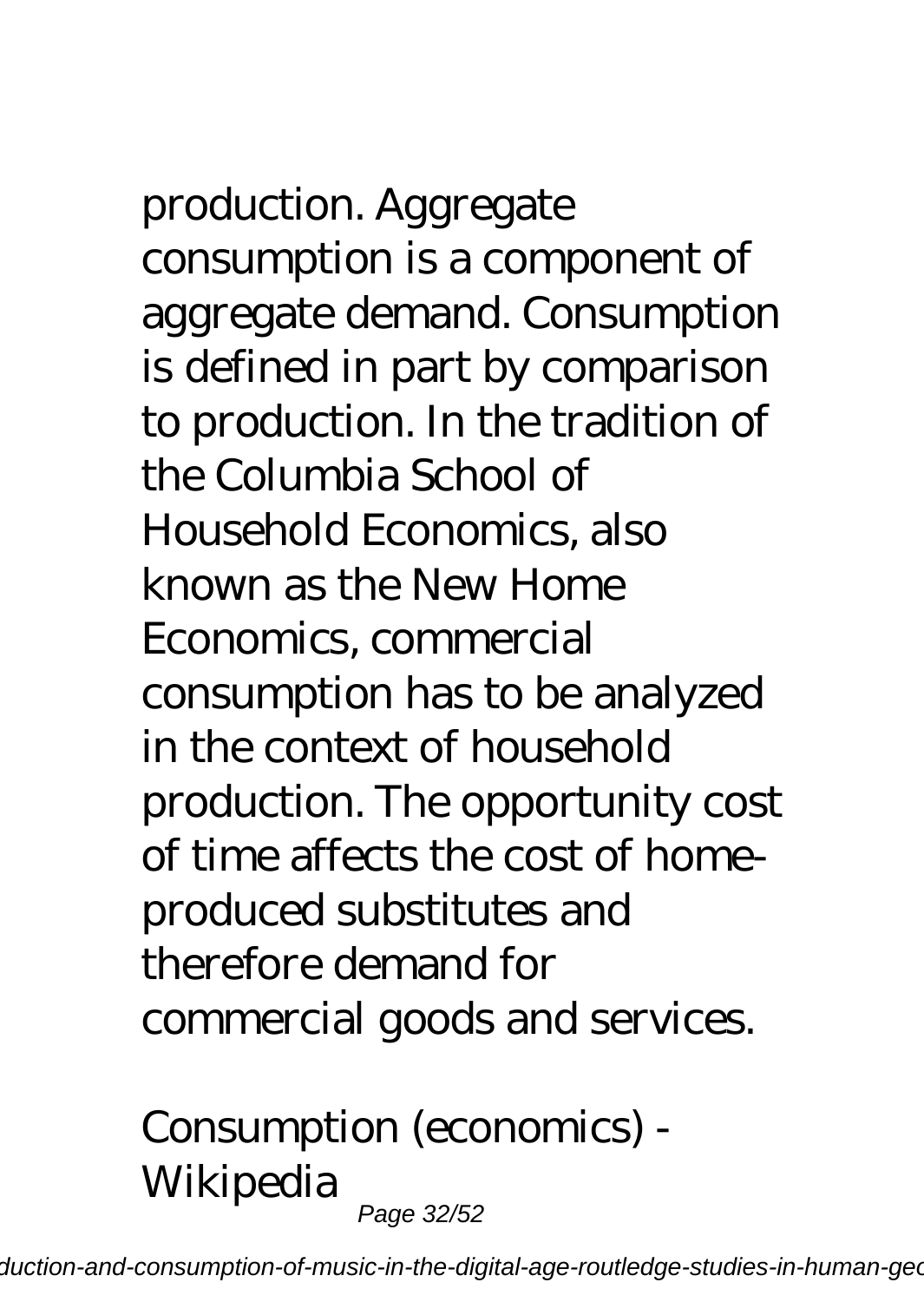production. Aggregate consumption is a component of aggregate demand. Consumption is defined in part by comparison to production. In the tradition of the Columbia School of Household Economics, also known as the New Home Economics, commercial consumption has to be analyzed in the context of household production. The opportunity cost of time affects the cost of home-produced substitutes and therefore demand for commercial goods and services.

## Consumption (economics) - Wikipedia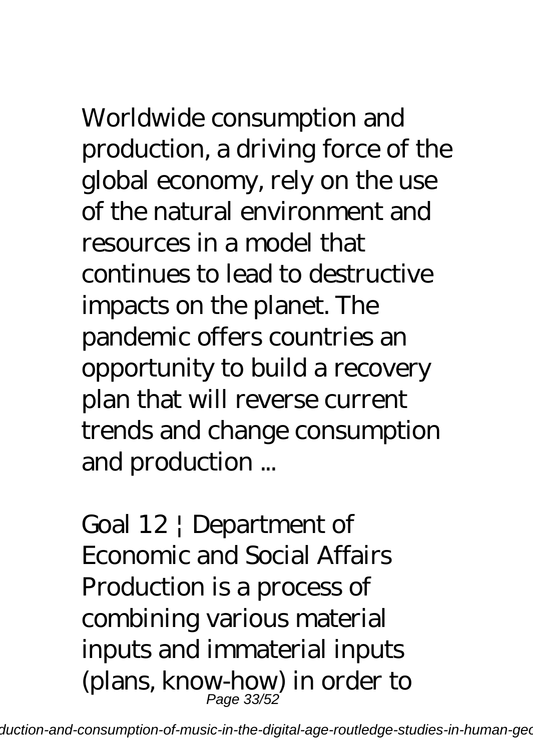Worldwide consumption and production, a driving force of the global economy, rely on the use of the natural environment and resources in a model that continues to lead to destructive impacts on the planet. The pandemic offers countries an opportunity to build a recovery plan that will reverse current trends and change consumption and production ...

Goal 12 ¦ Department of Economic and Social Affairs

Production is a process of combining various material inputs and immaterial inputs (plans, know-how) in order to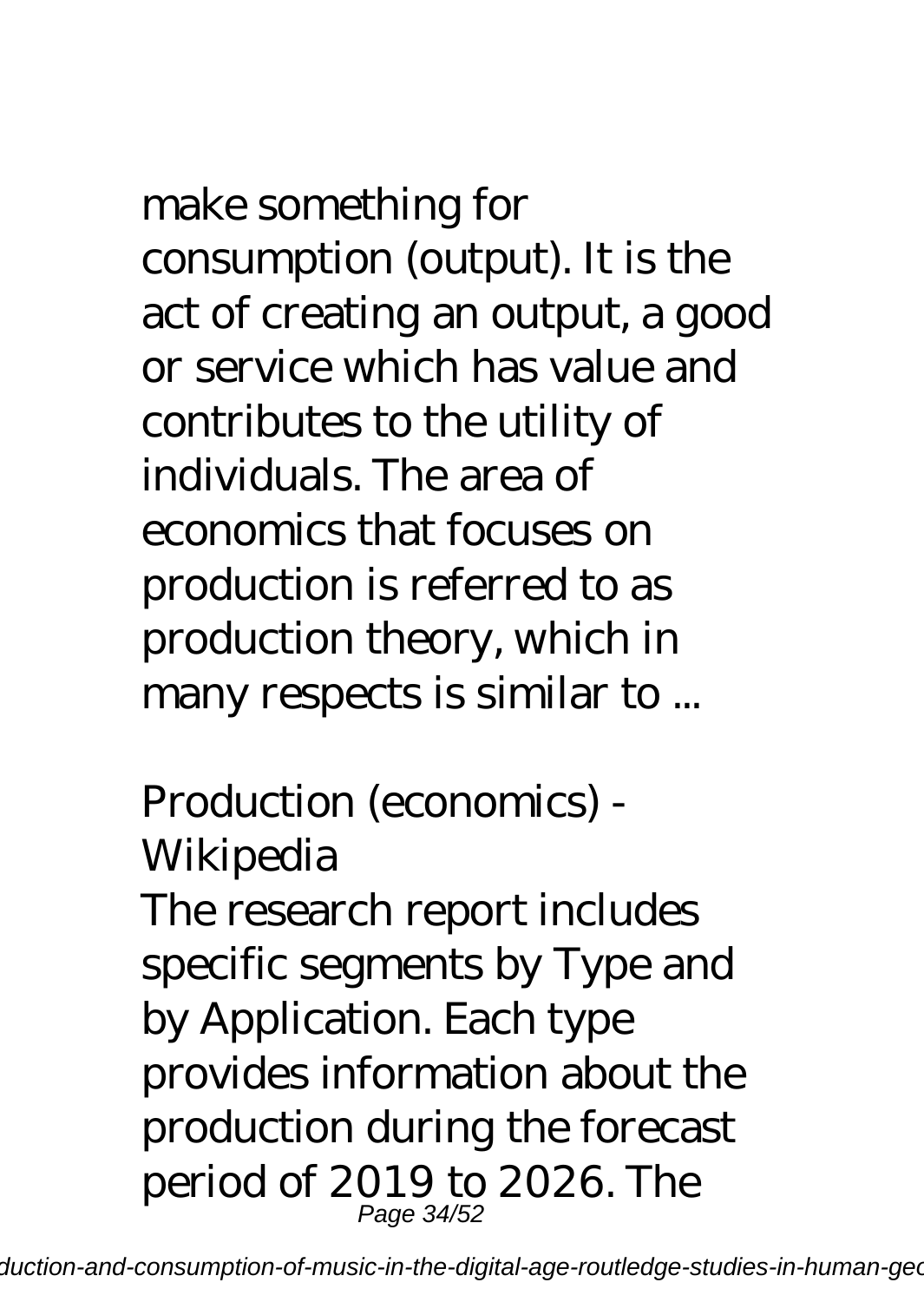make something for consumption (output). It is the act of creating an output, a good or service which has value and contributes to the utility of individuals. The area of economics that focuses on production is referred to as production theory, which in many respects is similar to ...

### Production (economics) - Wikipedia

The research report includes specific segments by Type and by Application. Each type provides information about the production during the forecast period of 2019 to 2026. The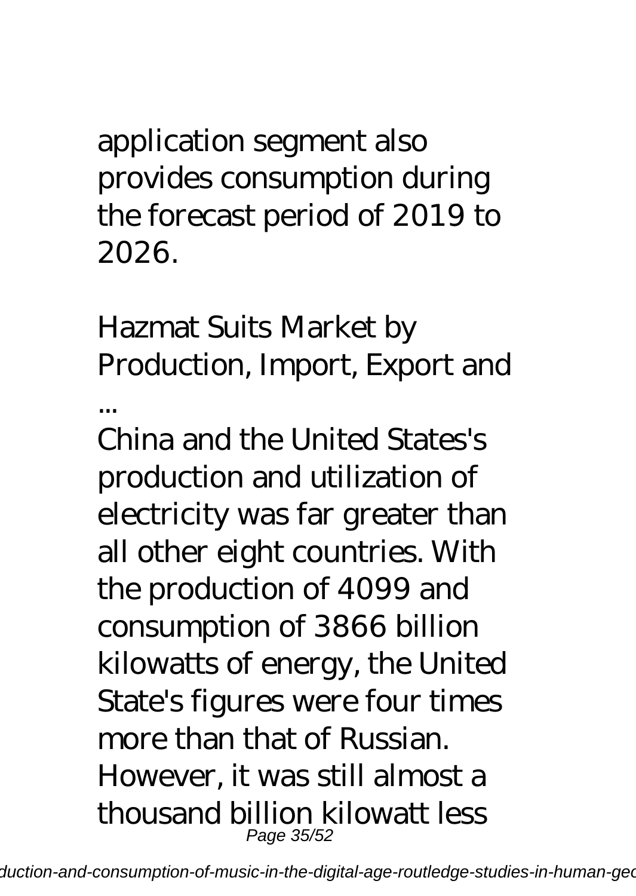application segment also provides consumption during the forecast period of 2019 to 2026.

*Hazmat Suits Market by Production, Import, Export and ...*

China and the United States's production and utilization of electricity was far greater than all other eight countries. With the production of 4099 and consumption of 3866 billion kilowatts of energy, the United State's figures were four times more than that of Russian. However, it was still almost a thousand billion kilowatt less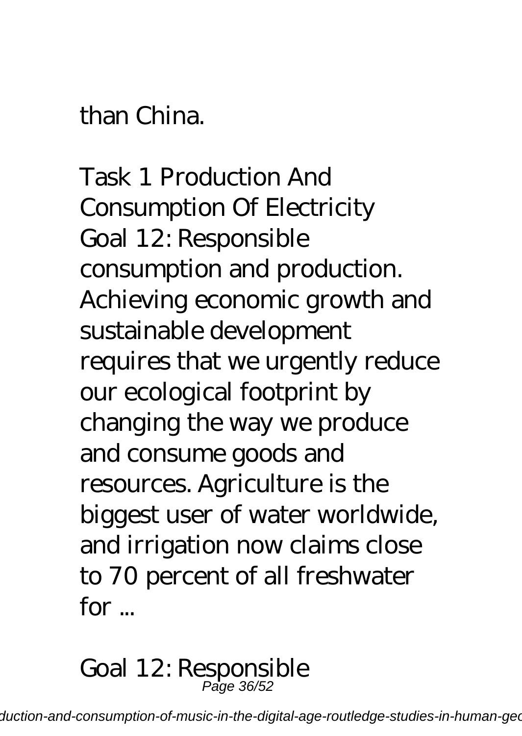than China.

*Task 1 Production And Consumption Of Electricity*

Goal 12: Responsible consumption and production. Achieving economic growth and sustainable development requires that we urgently reduce our ecological footprint by changing the way we produce and consume goods and resources. Agriculture is the biggest user of water worldwide, and irrigation now claims close to 70 percent of all freshwater for ...

*Goal 12: Responsible*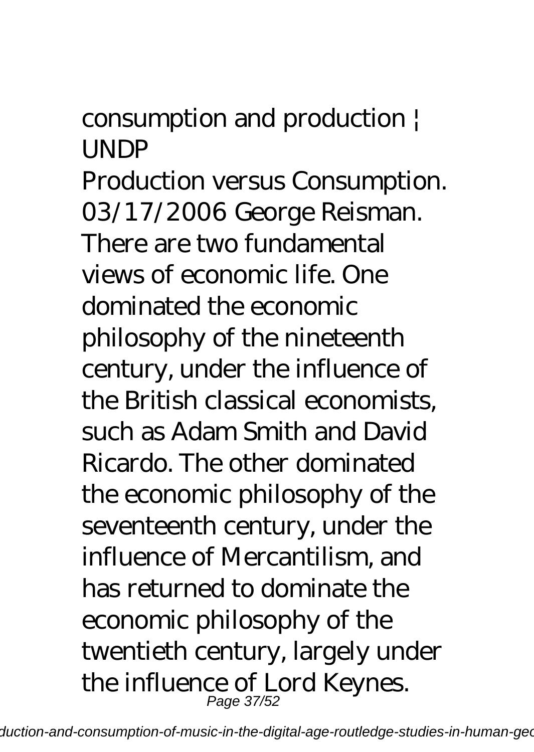consumption and production ¦ UNDP

Production versus Consumption. 03/17/2006 George Reisman. There are two fundamental views of economic life. One dominated the economic philosophy of the nineteenth century, under the influence of the British classical economists, such as Adam Smith and David Ricardo. The other dominated the economic philosophy of the seventeenth century, under the influence of Mercantilism, and has returned to dominate the economic philosophy of the twentieth century, largely under the influence of Lord Keynes.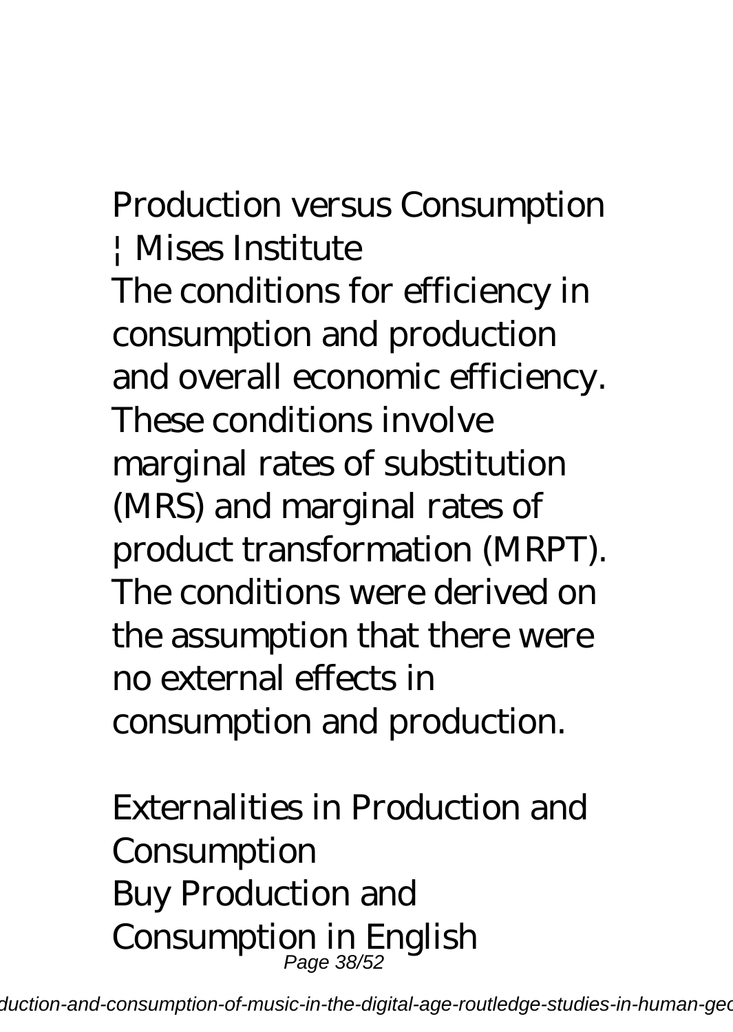## Production versus Consumption ¦ Mises Institute

The conditions for efficiency in consumption and production and overall economic efficiency. These conditions involve marginal rates of substitution (MRS) and marginal rates of product transformation (MRPT). The conditions were derived on the assumption that there were no external effects in consumption and production.

## Externalities in Production and Consumption

Buy Production and Consumption in English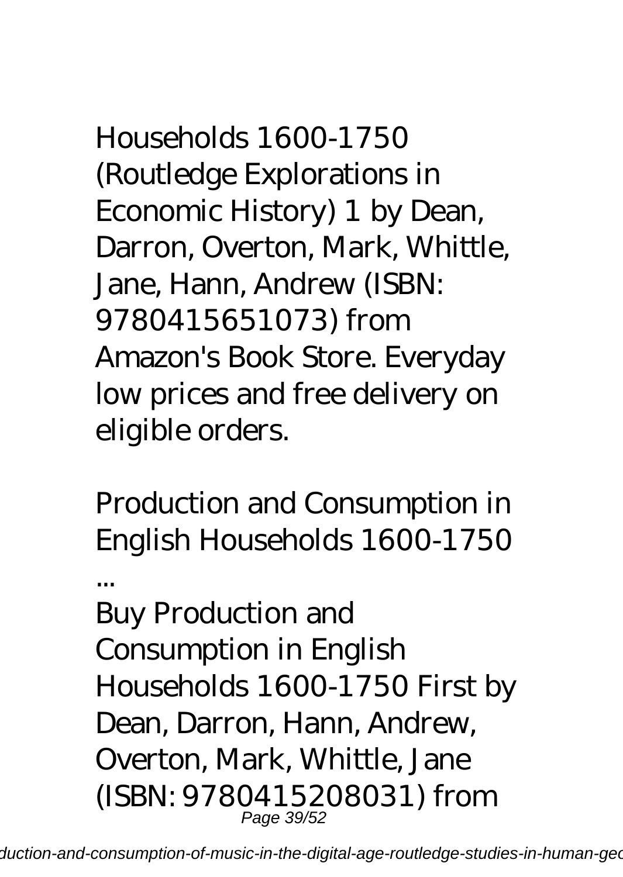Households 1600-1750 (Routledge Explorations in Economic History) 1 by Dean, Darron, Overton, Mark, Whittle, Jane, Hann, Andrew (ISBN: 9780415651073) from Amazon's Book Store. Everyday low prices and free delivery on eligible orders.

## Production and Consumption in English Households 1600-1750 ...

Buy Production and Consumption in English Households 1600-1750 First by Dean, Darron, Hann, Andrew, Overton, Mark, Whittle, Jane (ISBN: 9780415208031) from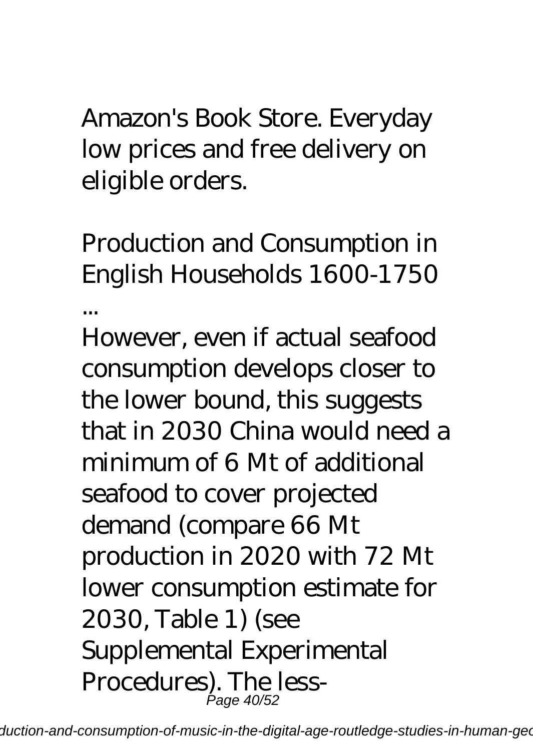Amazon's Book Store. Everyday low prices and free delivery on eligible orders.

## Production and Consumption in English Households 1600-1750 ...

However, even if actual seafood consumption develops closer to the lower bound, this suggests that in 2030 China would need a minimum of 6 Mt of additional seafood to cover projected demand (compare 66 Mt production in 2020 with 72 Mt lower consumption estimate for 2030, Table 1) (see Supplemental Experimental Procedures). The less-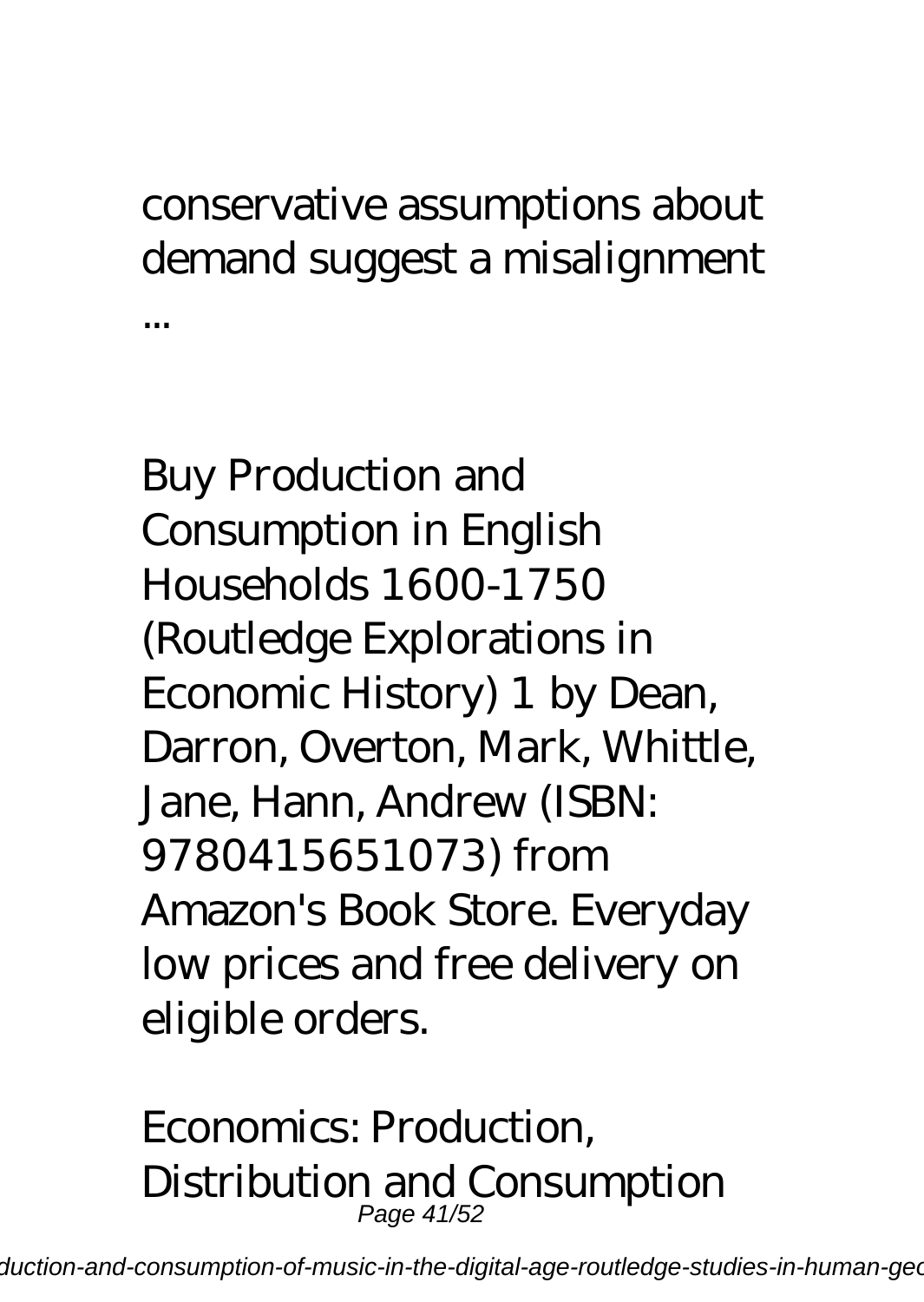conservative assumptions about demand suggest a misalignment ...

Buy Production and Consumption in English Households 1600-1750 (Routledge Explorations in Economic History) 1 by Dean, Darron, Overton, Mark, Whittle, Jane, Hann, Andrew (ISBN: 9780415651073) from Amazon's Book Store. Everyday low prices and free delivery on eligible orders.

Economics: Production, Distribution and Consumption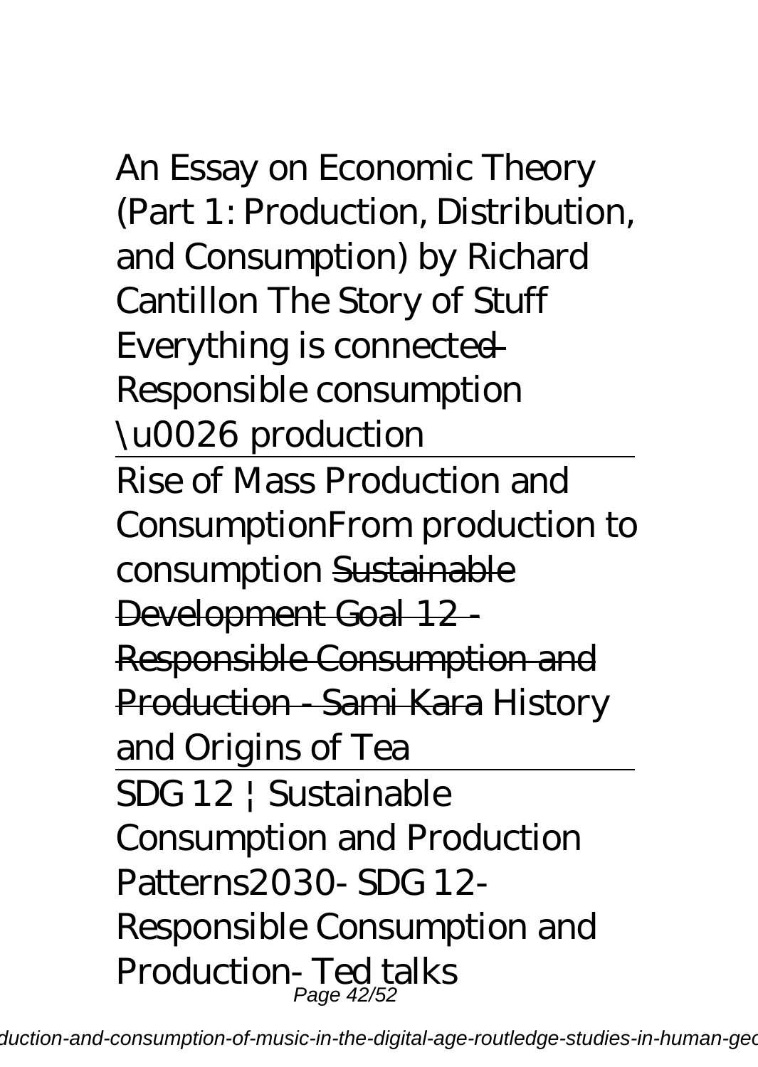*An Essay on Economic Theory (Part 1: Production, Distribution, and Consumption) by Richard Cantillon The Story of Stuff Everything is connected — Responsible consumption \u0026 production*

---

*Rise of Mass Production and ConsumptionFrom production to consumption* ~~Sustainable Development Goal 12 - Responsible Consumption and Production - Sami Kara~~ *History and Origins of Tea*

---

SDG 12 | Sustainable Consumption and Production Patterns*2030- SDG 12- Responsible Consumption and Production- Ted talks*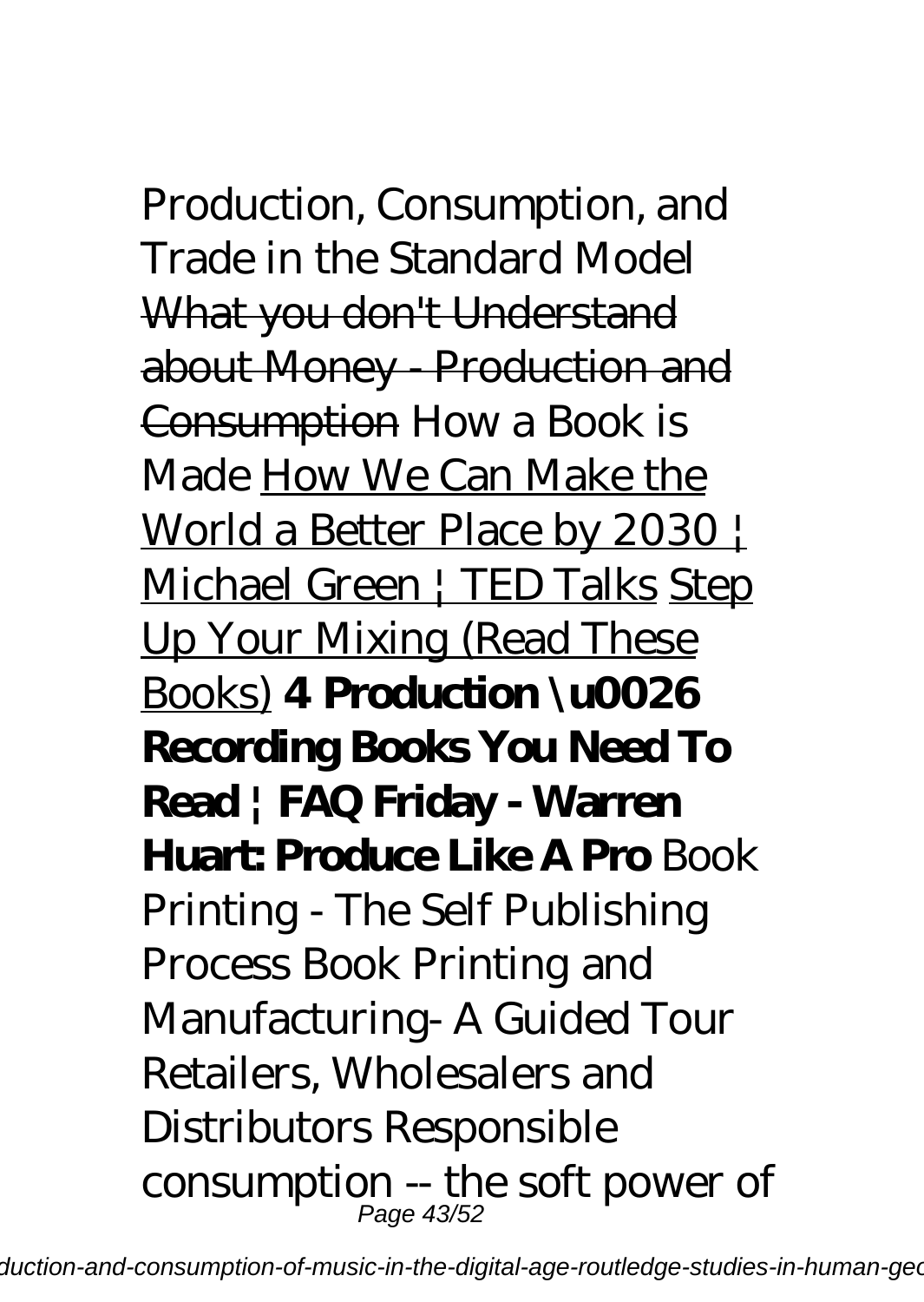*Production, Consumption, and Trade in the Standard Model* What you don't Understand about Money - Production and Consumption *How a Book is Made* How We Can Make the World a Better Place by 2030 | Michael Green | TED Talks Step Up Your Mixing (Read These Books) **4 Production \u0026 Recording Books You Need To Read | FAQ Friday - Warren Huart: Produce Like A Pro** *Book Printing - The Self Publishing Process* *Book Printing and Manufacturing- A Guided Tour* *Retailers, Wholesalers and Distributors* *Responsible consumption -- the soft power of*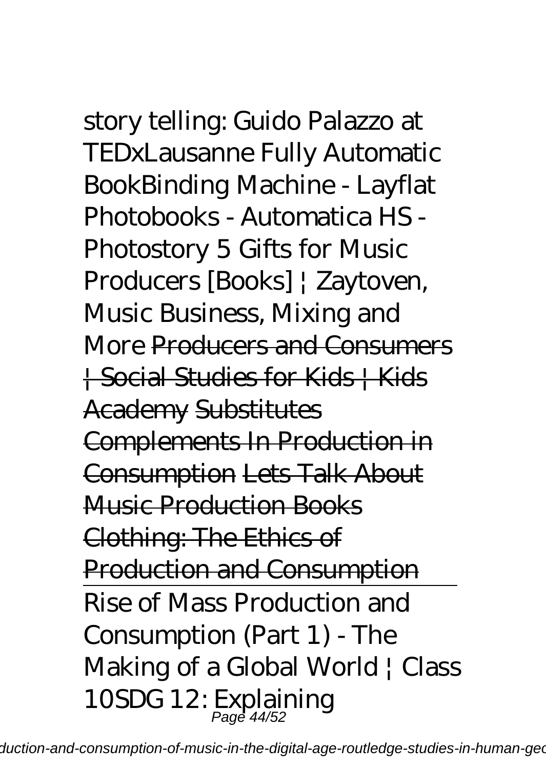story telling: Guido Palazzo at TEDxLausanne Fully Automatic BookBinding Machine - Layflat Photobooks - Automatica HS - Photostory 5 Gifts for Music Producers [Books] | Zaytoven, Music Business, Mixing and More ~~Producers and Consumers | Social Studies for Kids | Kids Academy~~ ~~Substitutes Complements In Production in Consumption~~ ~~Lets Talk About Music Production Books~~ ~~Clothing: The Ethics of Production and Consumption~~

Rise of Mass Production and Consumption (Part 1) - The Making of a Global World | Class 10SDG 12: Explaining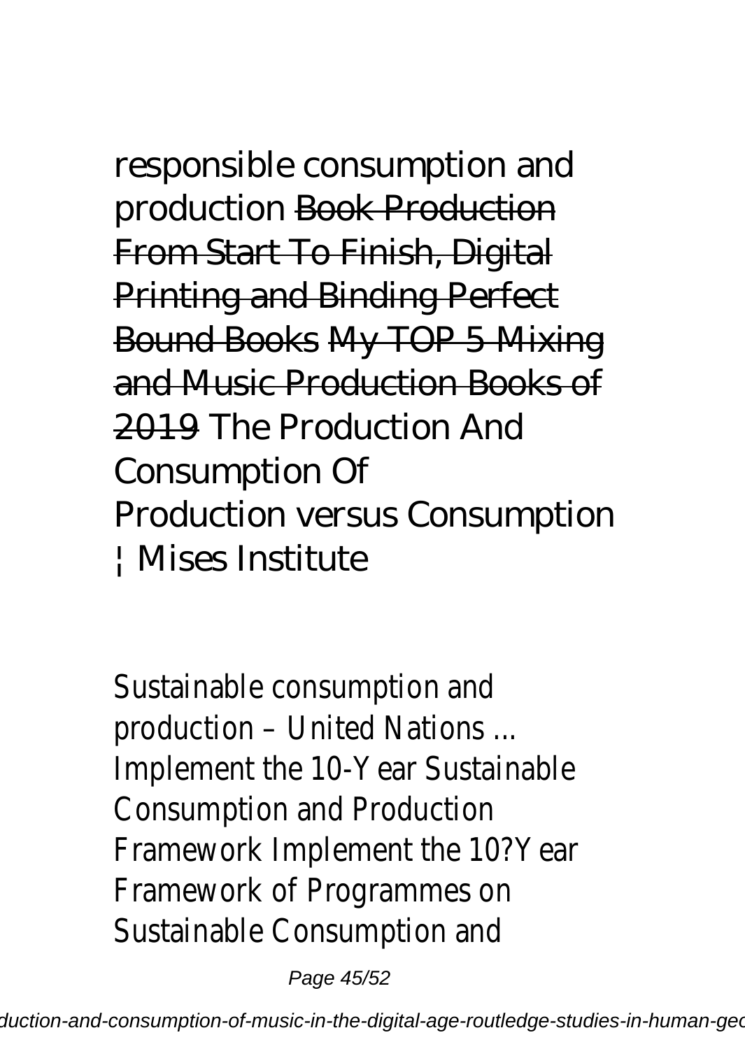responsible consumption and production ~~Book Production From Start To Finish, Digital Printing and Binding Perfect Bound Books~~ ~~My TOP 5 Mixing and Music Production Books of 2019~~ The Production And Consumption Of

Production versus Consumption | Mises Institute

Sustainable consumption and production – United Nations ...
Implement the 10-Year Sustainable Consumption and Production Framework Implement the 10?Year Framework of Programmes on Sustainable Consumption and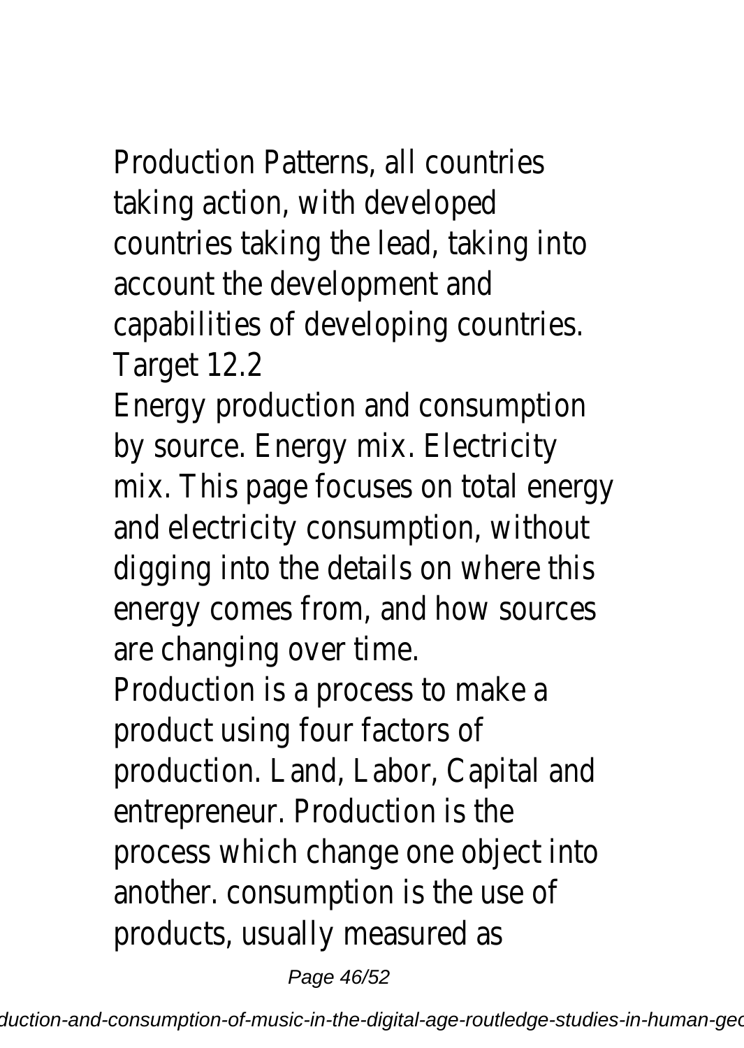Production Patterns, all countries taking action, with developed countries taking the lead, taking into account the development and capabilities of developing countries. Target 12.2

Energy production and consumption by source. Energy mix. Electricity mix. This page focuses on total energy and electricity consumption, without digging into the details on where this energy comes from, and how sources are changing over time.

Production is a process to make a product using four factors of production. Land, Labor, Capital and entrepreneur. Production is the process which change one object into another. consumption is the use of products, usually measured as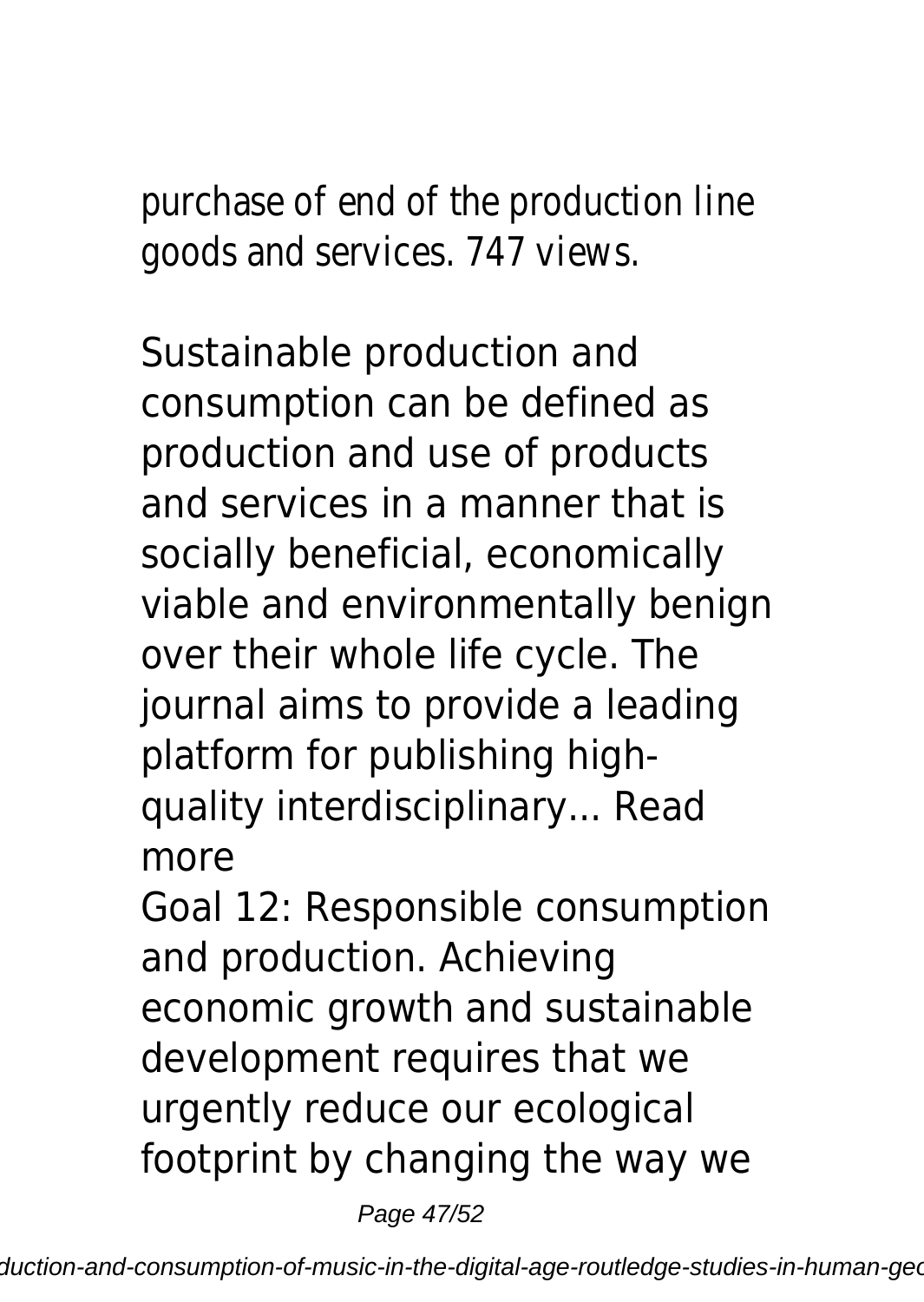purchase of end of the production line goods and services. 747 views.

Sustainable production and consumption can be defined as production and use of products and services in a manner that is socially beneficial, economically viable and environmentally benign over their whole life cycle. The journal aims to provide a leading platform for publishing high-quality interdisciplinary... Read more

Goal 12: Responsible consumption and production. Achieving economic growth and sustainable development requires that we urgently reduce our ecological footprint by changing the way we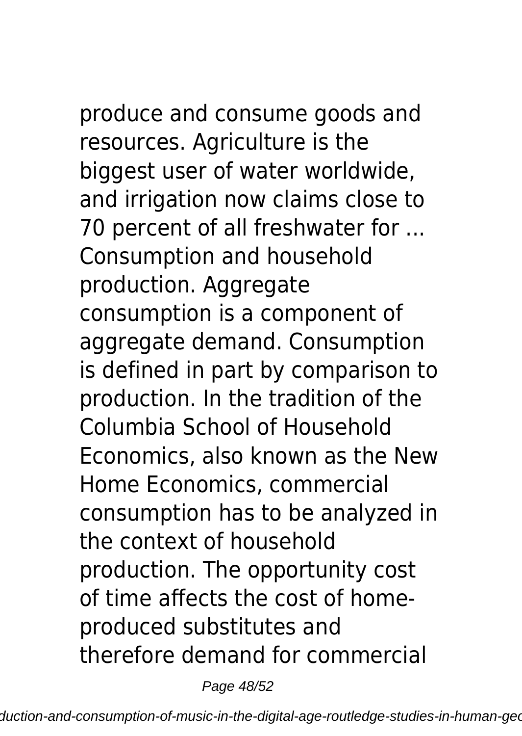produce and consume goods and resources. Agriculture is the biggest user of water worldwide, and irrigation now claims close to 70 percent of all freshwater for ... Consumption and household production. Aggregate consumption is a component of aggregate demand. Consumption is defined in part by comparison to production. In the tradition of the Columbia School of Household Economics, also known as the New Home Economics, commercial consumption has to be analyzed in the context of household production. The opportunity cost of time affects the cost of home-produced substitutes and therefore demand for commercial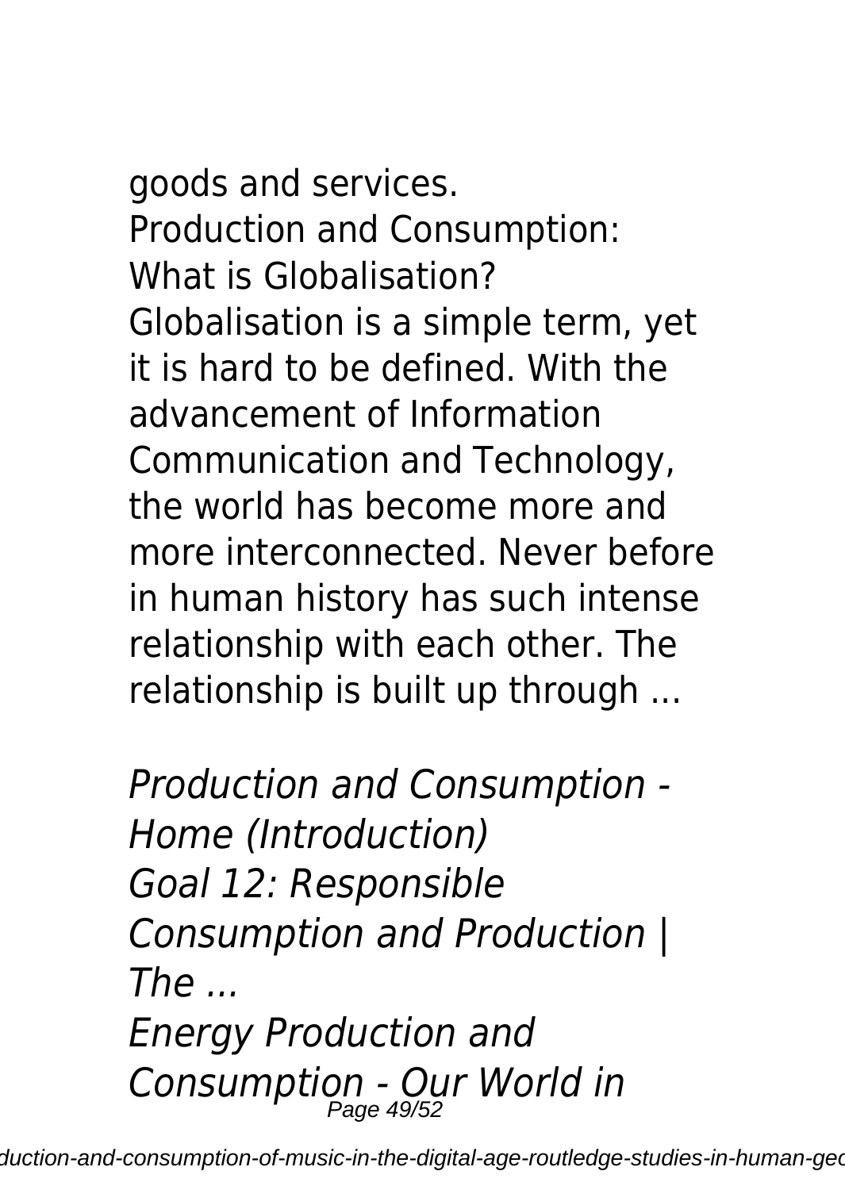goods and services.
Production and Consumption: What is Globalisation?
Globalisation is a simple term, yet it is hard to be defined. With the advancement of Information Communication and Technology, the world has become more and more interconnected. Never before in human history has such intense relationship with each other. The relationship is built up through ...

*Production and Consumption - Home (Introduction)*
*Goal 12: Responsible Consumption and Production | The ...*
*Energy Production and Consumption - Our World in*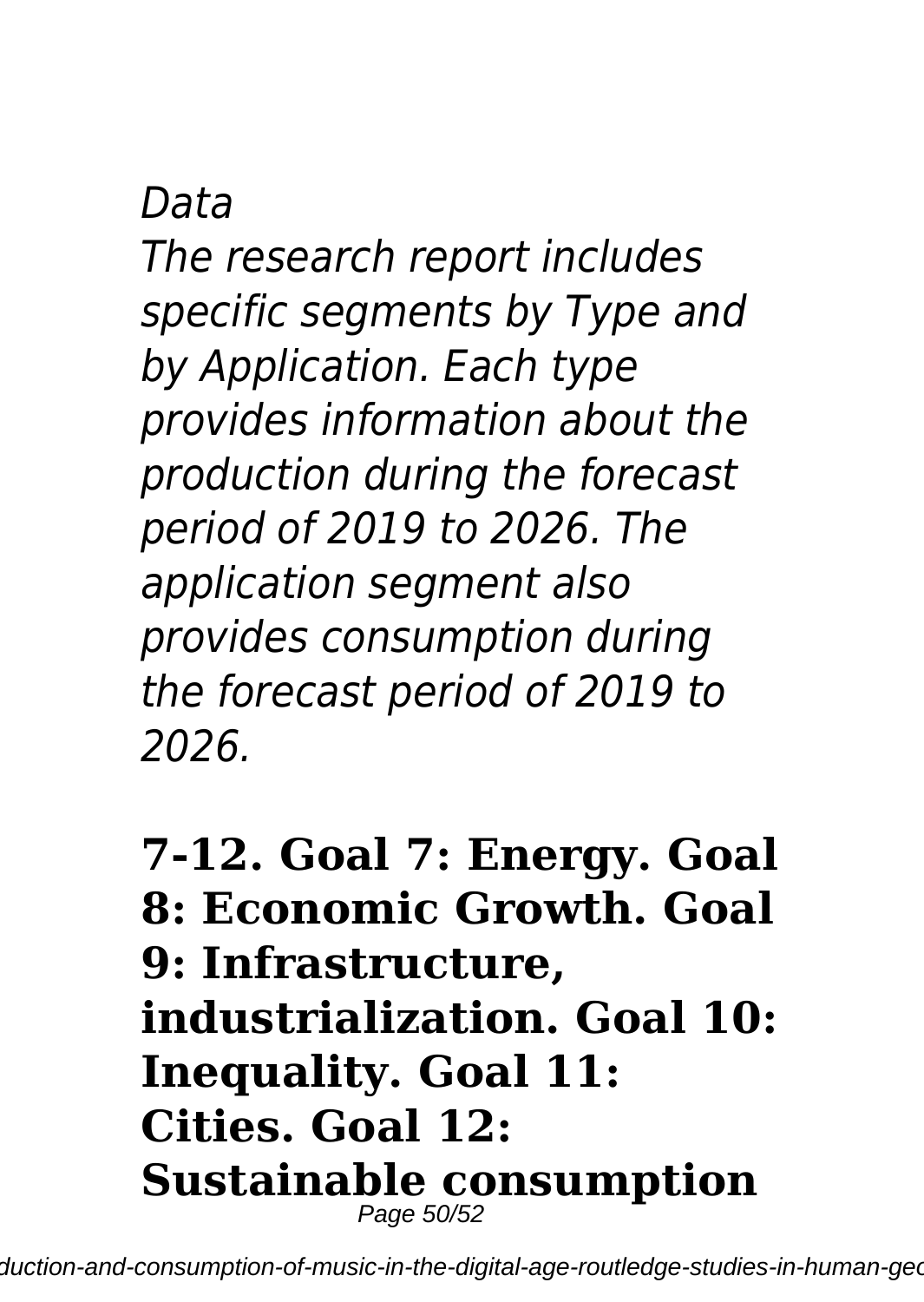*Data*

*The research report includes specific segments by Type and by Application. Each type provides information about the production during the forecast period of 2019 to 2026. The application segment also provides consumption during the forecast period of 2019 to 2026.*

**7-12. Goal 7: Energy. Goal 8: Economic Growth. Goal 9: Infrastructure, industrialization. Goal 10: Inequality. Goal 11: Cities. Goal 12: Sustainable consumption**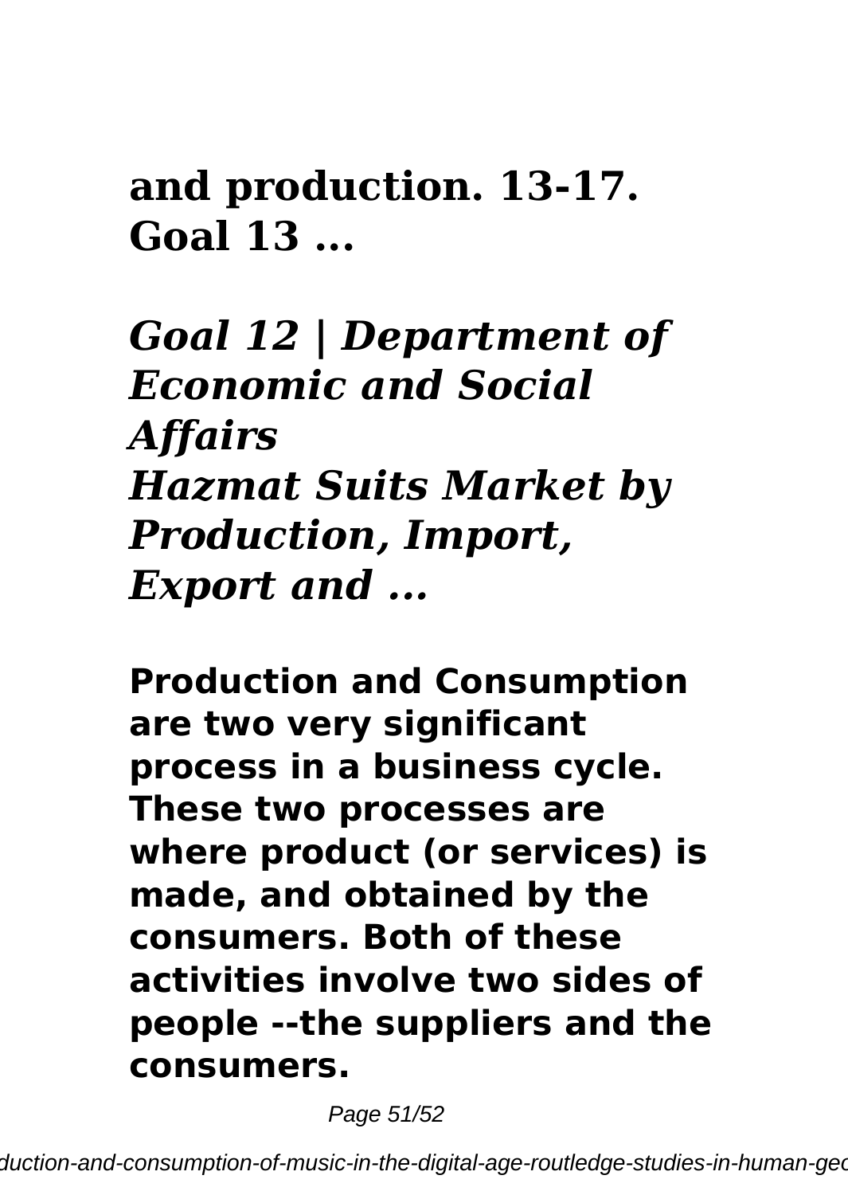**and production. 13-17. Goal 13 ...**

## *Goal 12 | Department of Economic and Social Affairs*
## *Hazmat Suits Market by Production, Import, Export and ...*

**Production and Consumption are two very significant process in a business cycle. These two processes are where product (or services) is made, and obtained by the consumers. Both of these activities involve two sides of people --the suppliers and the consumers.**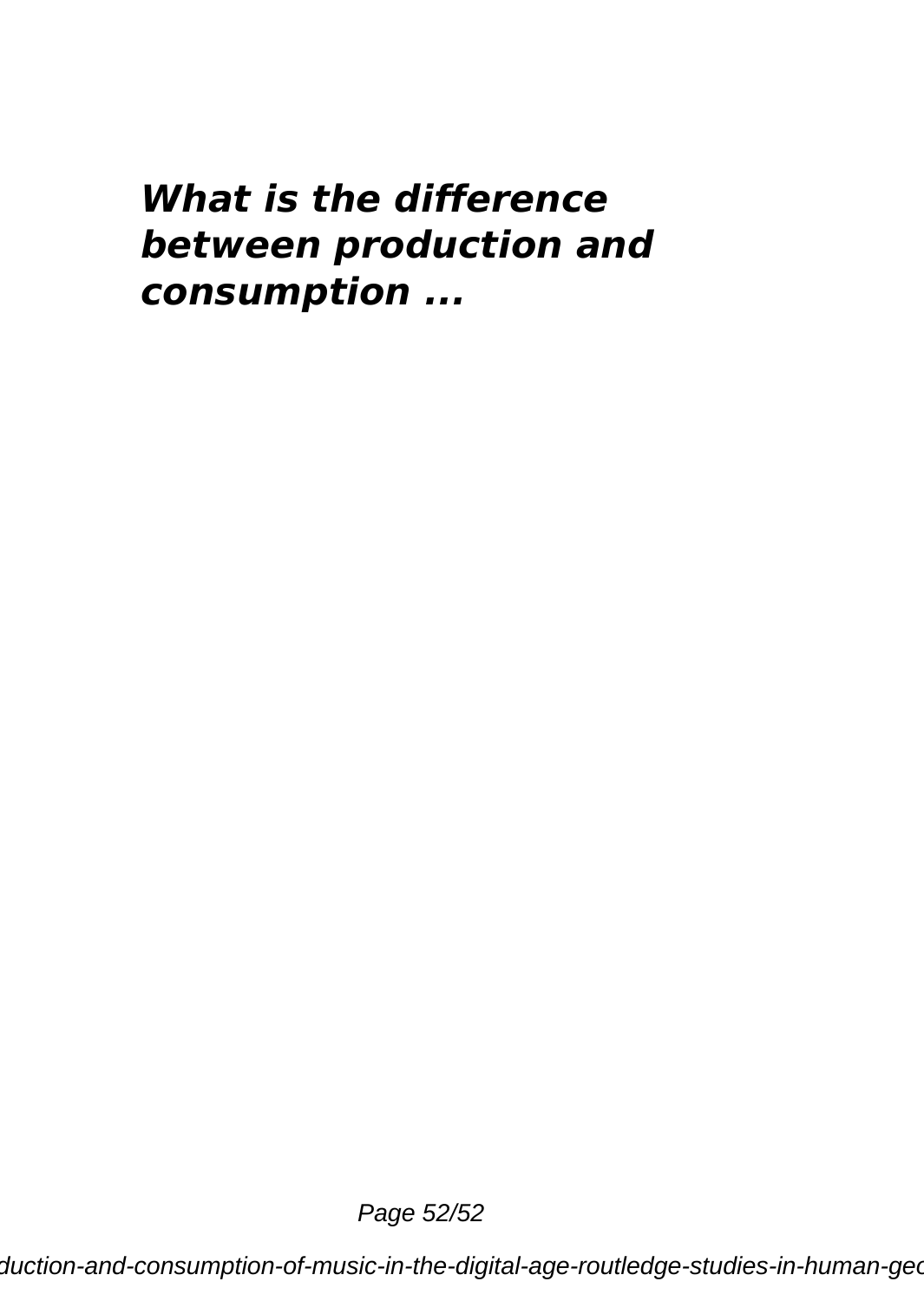***What is the difference between production and consumption ...***